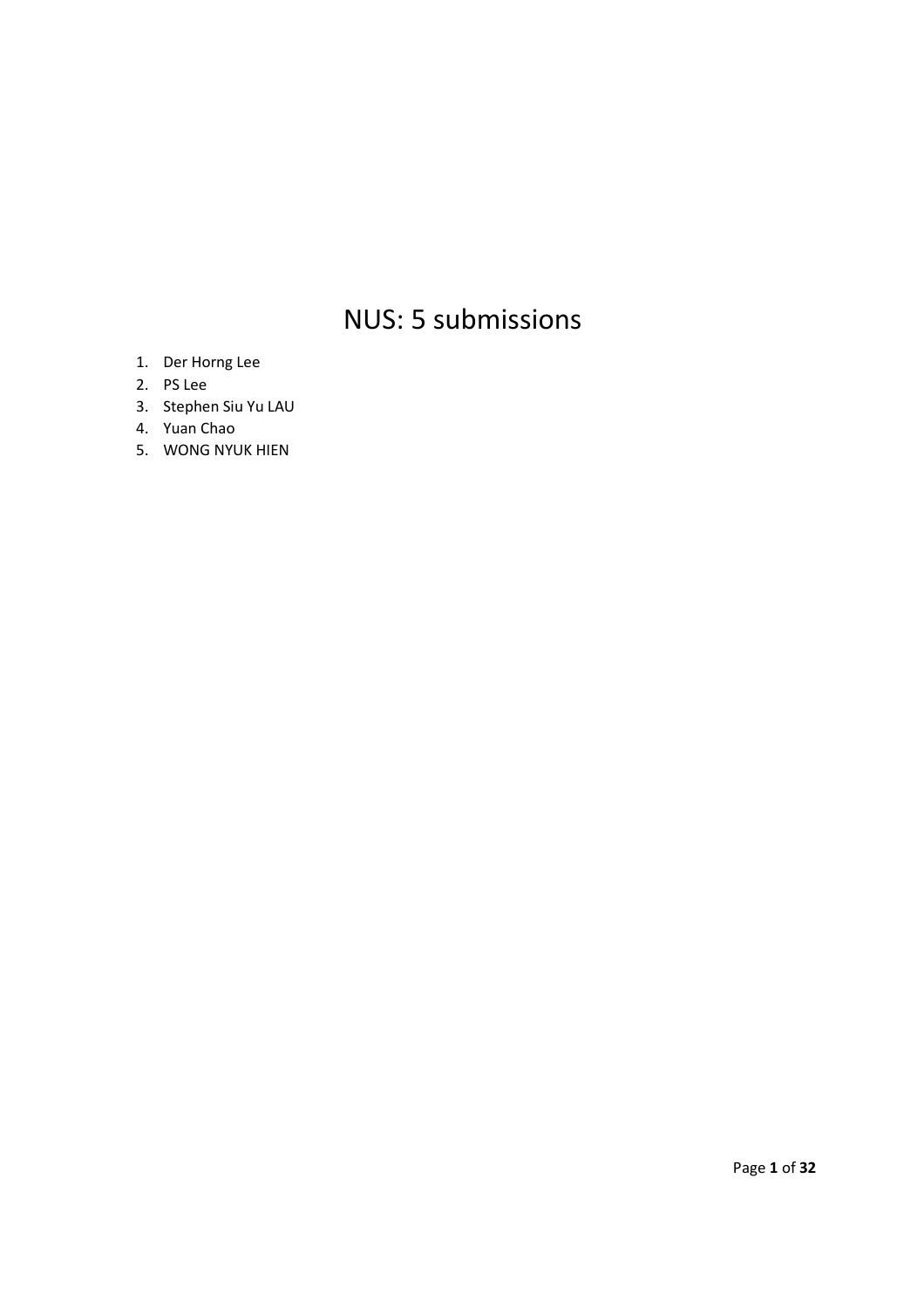# NUS: 5 submissions

1. Der Horng Lee
2. PS Lee
3. Stephen Siu Yu LAU
4. Yuan Chao
5. WONG NYUK HIEN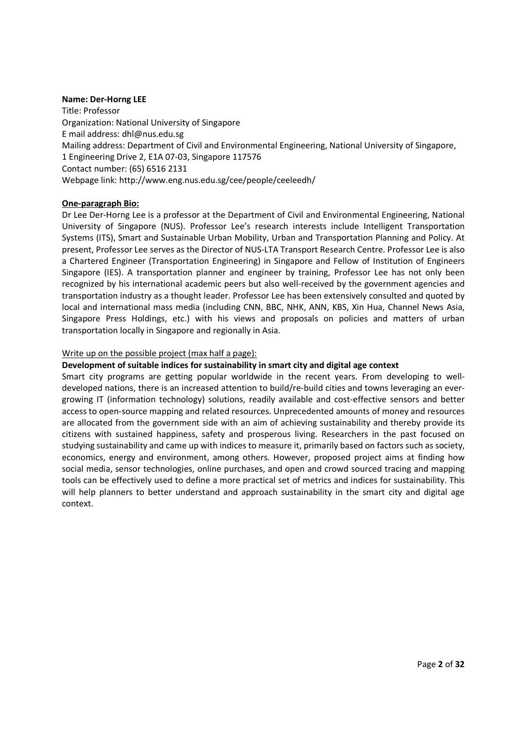**Name: Der-Horng LEE**

Title: Professor
Organization: National University of Singapore
E mail address: dhl@nus.edu.sg
Mailing address: Department of Civil and Environmental Engineering, National University of Singapore, 1 Engineering Drive 2, E1A 07-03, Singapore 117576
Contact number: (65) 6516 2131
Webpage link: http://www.eng.nus.edu.sg/cee/people/ceeleedh/

**One-paragraph Bio:**

Dr Lee Der-Horng Lee is a professor at the Department of Civil and Environmental Engineering, National University of Singapore (NUS). Professor Lee's research interests include Intelligent Transportation Systems (ITS), Smart and Sustainable Urban Mobility, Urban and Transportation Planning and Policy. At present, Professor Lee serves as the Director of NUS-LTA Transport Research Centre. Professor Lee is also a Chartered Engineer (Transportation Engineering) in Singapore and Fellow of Institution of Engineers Singapore (IES). A transportation planner and engineer by training, Professor Lee has not only been recognized by his international academic peers but also well-received by the government agencies and transportation industry as a thought leader. Professor Lee has been extensively consulted and quoted by local and international mass media (including CNN, BBC, NHK, ANN, KBS, Xin Hua, Channel News Asia, Singapore Press Holdings, etc.) with his views and proposals on policies and matters of urban transportation locally in Singapore and regionally in Asia.

Write up on the possible project (max half a page):

**Development of suitable indices for sustainability in smart city and digital age context**

Smart city programs are getting popular worldwide in the recent years. From developing to well-developed nations, there is an increased attention to build/re-build cities and towns leveraging an ever-growing IT (information technology) solutions, readily available and cost-effective sensors and better access to open-source mapping and related resources. Unprecedented amounts of money and resources are allocated from the government side with an aim of achieving sustainability and thereby provide its citizens with sustained happiness, safety and prosperous living. Researchers in the past focused on studying sustainability and came up with indices to measure it, primarily based on factors such as society, economics, energy and environment, among others. However, proposed project aims at finding how social media, sensor technologies, online purchases, and open and crowd sourced tracing and mapping tools can be effectively used to define a more practical set of metrics and indices for sustainability. This will help planners to better understand and approach sustainability in the smart city and digital age context.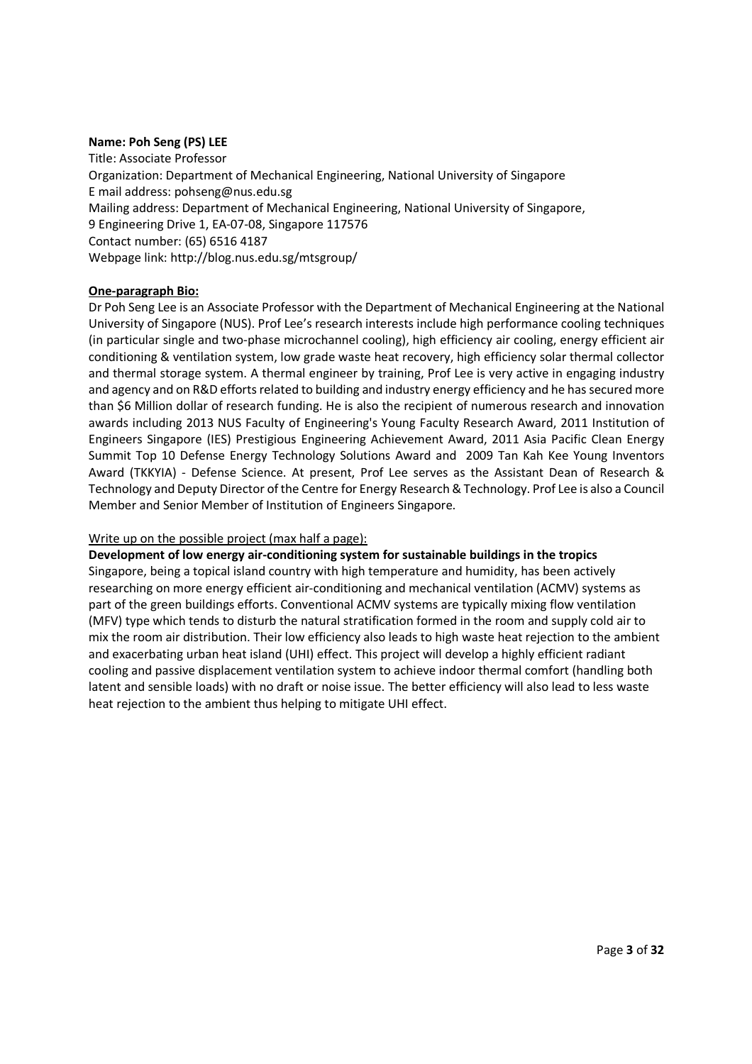**Name: Poh Seng (PS) LEE**

Title: Associate Professor
Organization: Department of Mechanical Engineering, National University of Singapore
E mail address: pohseng@nus.edu.sg
Mailing address: Department of Mechanical Engineering, National University of Singapore, 9 Engineering Drive 1, EA-07-08, Singapore 117576
Contact number: (65) 6516 4187
Webpage link: http://blog.nus.edu.sg/mtsgroup/

**One-paragraph Bio:**

Dr Poh Seng Lee is an Associate Professor with the Department of Mechanical Engineering at the National University of Singapore (NUS). Prof Lee's research interests include high performance cooling techniques (in particular single and two-phase microchannel cooling), high efficiency air cooling, energy efficient air conditioning & ventilation system, low grade waste heat recovery, high efficiency solar thermal collector and thermal storage system. A thermal engineer by training, Prof Lee is very active in engaging industry and agency and on R&D efforts related to building and industry energy efficiency and he has secured more than $6 Million dollar of research funding. He is also the recipient of numerous research and innovation awards including 2013 NUS Faculty of Engineering's Young Faculty Research Award, 2011 Institution of Engineers Singapore (IES) Prestigious Engineering Achievement Award, 2011 Asia Pacific Clean Energy Summit Top 10 Defense Energy Technology Solutions Award and 2009 Tan Kah Kee Young Inventors Award (TKKYIA) - Defense Science. At present, Prof Lee serves as the Assistant Dean of Research & Technology and Deputy Director of the Centre for Energy Research & Technology. Prof Lee is also a Council Member and Senior Member of Institution of Engineers Singapore.

Write up on the possible project (max half a page):

**Development of low energy air-conditioning system for sustainable buildings in the tropics**

Singapore, being a topical island country with high temperature and humidity, has been actively researching on more energy efficient air-conditioning and mechanical ventilation (ACMV) systems as part of the green buildings efforts. Conventional ACMV systems are typically mixing flow ventilation (MFV) type which tends to disturb the natural stratification formed in the room and supply cold air to mix the room air distribution. Their low efficiency also leads to high waste heat rejection to the ambient and exacerbating urban heat island (UHI) effect. This project will develop a highly efficient radiant cooling and passive displacement ventilation system to achieve indoor thermal comfort (handling both latent and sensible loads) with no draft or noise issue. The better efficiency will also lead to less waste heat rejection to the ambient thus helping to mitigate UHI effect.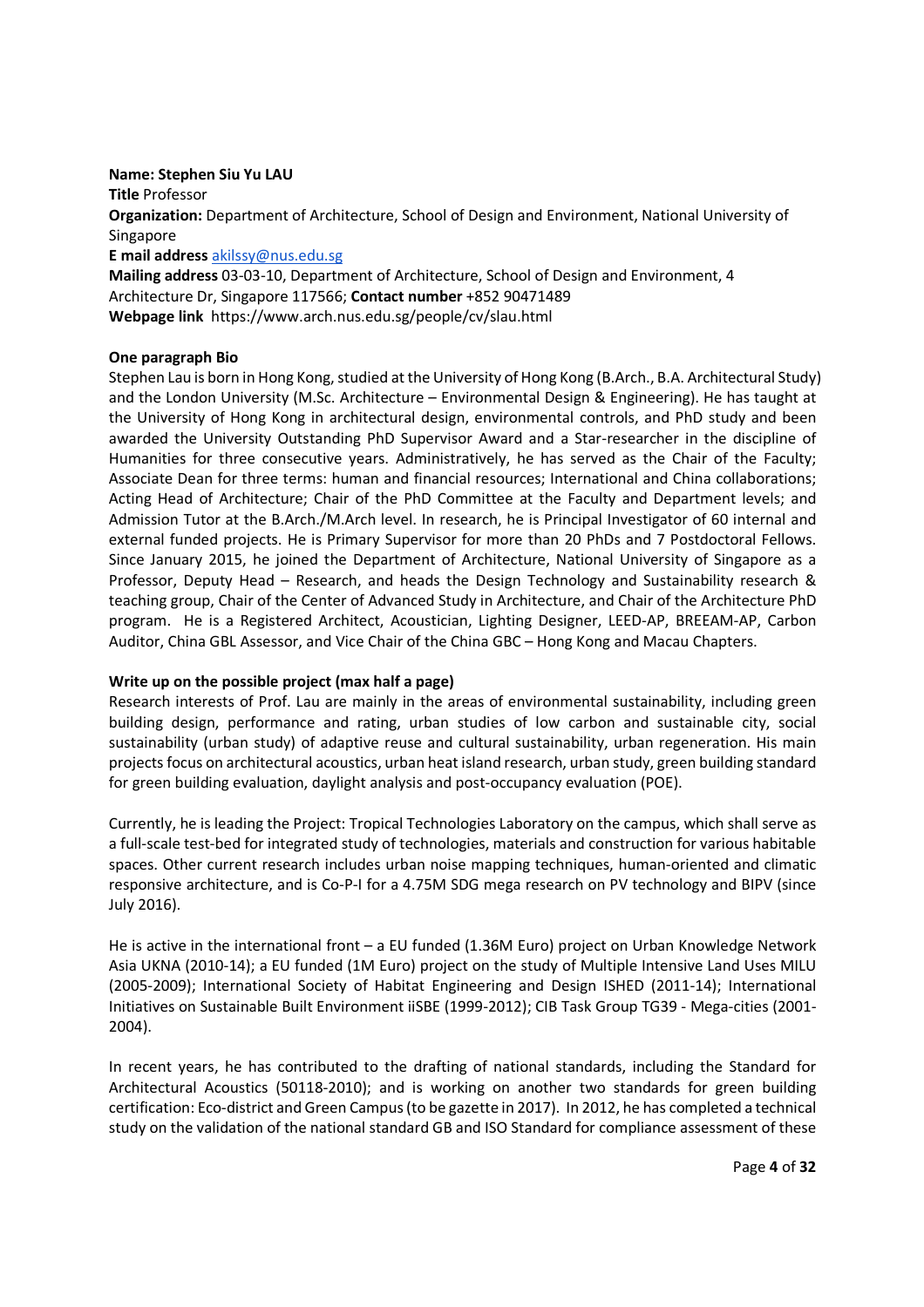**Name: Stephen Siu Yu LAU**
**Title** Professor
**Organization:** Department of Architecture, School of Design and Environment, National University of Singapore
**E mail address** akilssy@nus.edu.sg
**Mailing address** 03-03-10, Department of Architecture, School of Design and Environment, 4 Architecture Dr, Singapore 117566; **Contact number** +852 90471489
**Webpage link** https://www.arch.nus.edu.sg/people/cv/slau.html

**One paragraph Bio**

Stephen Lau is born in Hong Kong, studied at the University of Hong Kong (B.Arch., B.A. Architectural Study) and the London University (M.Sc. Architecture – Environmental Design & Engineering). He has taught at the University of Hong Kong in architectural design, environmental controls, and PhD study and been awarded the University Outstanding PhD Supervisor Award and a Star-researcher in the discipline of Humanities for three consecutive years. Administratively, he has served as the Chair of the Faculty; Associate Dean for three terms: human and financial resources; International and China collaborations; Acting Head of Architecture; Chair of the PhD Committee at the Faculty and Department levels; and Admission Tutor at the B.Arch./M.Arch level. In research, he is Principal Investigator of 60 internal and external funded projects. He is Primary Supervisor for more than 20 PhDs and 7 Postdoctoral Fellows. Since January 2015, he joined the Department of Architecture, National University of Singapore as a Professor, Deputy Head – Research, and heads the Design Technology and Sustainability research & teaching group, Chair of the Center of Advanced Study in Architecture, and Chair of the Architecture PhD program. He is a Registered Architect, Acoustician, Lighting Designer, LEED-AP, BREEAM-AP, Carbon Auditor, China GBL Assessor, and Vice Chair of the China GBC – Hong Kong and Macau Chapters.

**Write up on the possible project (max half a page)**

Research interests of Prof. Lau are mainly in the areas of environmental sustainability, including green building design, performance and rating, urban studies of low carbon and sustainable city, social sustainability (urban study) of adaptive reuse and cultural sustainability, urban regeneration. His main projects focus on architectural acoustics, urban heat island research, urban study, green building standard for green building evaluation, daylight analysis and post-occupancy evaluation (POE).

Currently, he is leading the Project: Tropical Technologies Laboratory on the campus, which shall serve as a full-scale test-bed for integrated study of technologies, materials and construction for various habitable spaces. Other current research includes urban noise mapping techniques, human-oriented and climatic responsive architecture, and is Co-P-I for a 4.75M SDG mega research on PV technology and BIPV (since July 2016).

He is active in the international front – a EU funded (1.36M Euro) project on Urban Knowledge Network Asia UKNA (2010-14); a EU funded (1M Euro) project on the study of Multiple Intensive Land Uses MILU (2005-2009); International Society of Habitat Engineering and Design ISHED (2011-14); International Initiatives on Sustainable Built Environment iiSBE (1999-2012); CIB Task Group TG39 - Mega-cities (2001-2004).

In recent years, he has contributed to the drafting of national standards, including the Standard for Architectural Acoustics (50118-2010); and is working on another two standards for green building certification: Eco-district and Green Campus (to be gazette in 2017). In 2012, he has completed a technical study on the validation of the national standard GB and ISO Standard for compliance assessment of these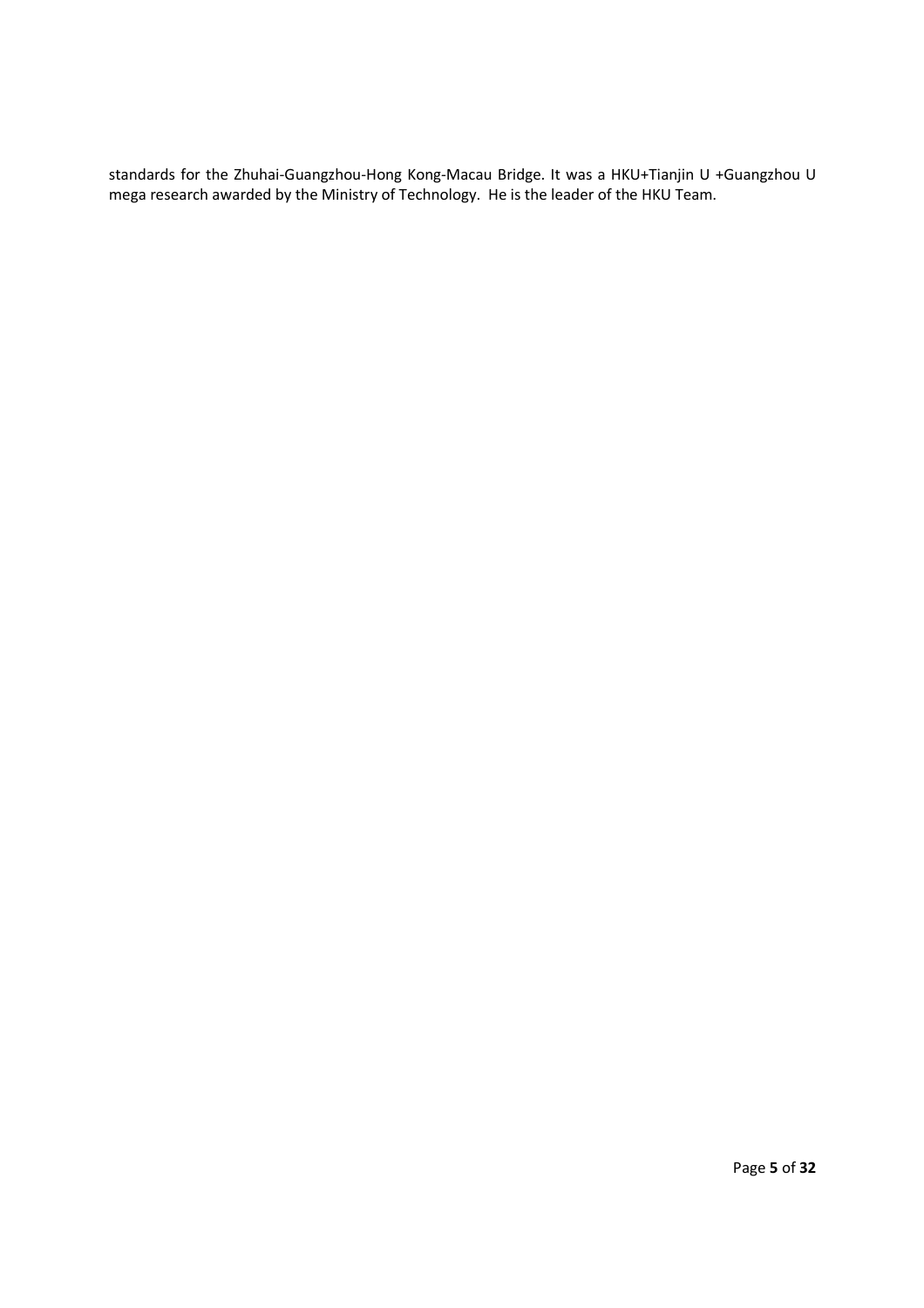standards for the Zhuhai-Guangzhou-Hong Kong-Macau Bridge. It was a HKU+Tianjin U +Guangzhou U mega research awarded by the Ministry of Technology. He is the leader of the HKU Team.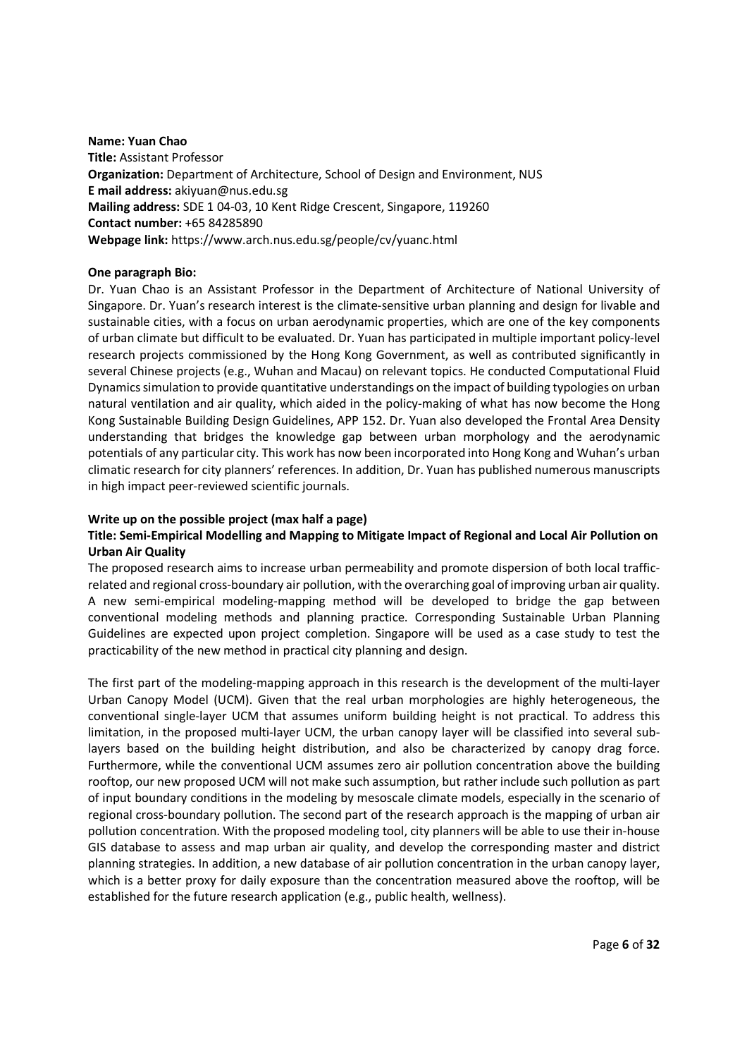**Name: Yuan Chao**
**Title:** Assistant Professor
**Organization:** Department of Architecture, School of Design and Environment, NUS
**E mail address:** akiyuan@nus.edu.sg
**Mailing address:** SDE 1 04-03, 10 Kent Ridge Crescent, Singapore, 119260
**Contact number:** +65 84285890
**Webpage link:** https://www.arch.nus.edu.sg/people/cv/yuanc.html

**One paragraph Bio:**

Dr. Yuan Chao is an Assistant Professor in the Department of Architecture of National University of Singapore. Dr. Yuan's research interest is the climate-sensitive urban planning and design for livable and sustainable cities, with a focus on urban aerodynamic properties, which are one of the key components of urban climate but difficult to be evaluated. Dr. Yuan has participated in multiple important policy-level research projects commissioned by the Hong Kong Government, as well as contributed significantly in several Chinese projects (e.g., Wuhan and Macau) on relevant topics. He conducted Computational Fluid Dynamics simulation to provide quantitative understandings on the impact of building typologies on urban natural ventilation and air quality, which aided in the policy-making of what has now become the Hong Kong Sustainable Building Design Guidelines, APP 152. Dr. Yuan also developed the Frontal Area Density understanding that bridges the knowledge gap between urban morphology and the aerodynamic potentials of any particular city. This work has now been incorporated into Hong Kong and Wuhan's urban climatic research for city planners' references. In addition, Dr. Yuan has published numerous manuscripts in high impact peer-reviewed scientific journals.

**Write up on the possible project (max half a page)**

**Title: Semi-Empirical Modelling and Mapping to Mitigate Impact of Regional and Local Air Pollution on Urban Air Quality**

The proposed research aims to increase urban permeability and promote dispersion of both local traffic-related and regional cross-boundary air pollution, with the overarching goal of improving urban air quality. A new semi-empirical modeling-mapping method will be developed to bridge the gap between conventional modeling methods and planning practice. Corresponding Sustainable Urban Planning Guidelines are expected upon project completion. Singapore will be used as a case study to test the practicability of the new method in practical city planning and design.

The first part of the modeling-mapping approach in this research is the development of the multi-layer Urban Canopy Model (UCM). Given that the real urban morphologies are highly heterogeneous, the conventional single-layer UCM that assumes uniform building height is not practical. To address this limitation, in the proposed multi-layer UCM, the urban canopy layer will be classified into several sub-layers based on the building height distribution, and also be characterized by canopy drag force. Furthermore, while the conventional UCM assumes zero air pollution concentration above the building rooftop, our new proposed UCM will not make such assumption, but rather include such pollution as part of input boundary conditions in the modeling by mesoscale climate models, especially in the scenario of regional cross-boundary pollution. The second part of the research approach is the mapping of urban air pollution concentration. With the proposed modeling tool, city planners will be able to use their in-house GIS database to assess and map urban air quality, and develop the corresponding master and district planning strategies. In addition, a new database of air pollution concentration in the urban canopy layer, which is a better proxy for daily exposure than the concentration measured above the rooftop, will be established for the future research application (e.g., public health, wellness).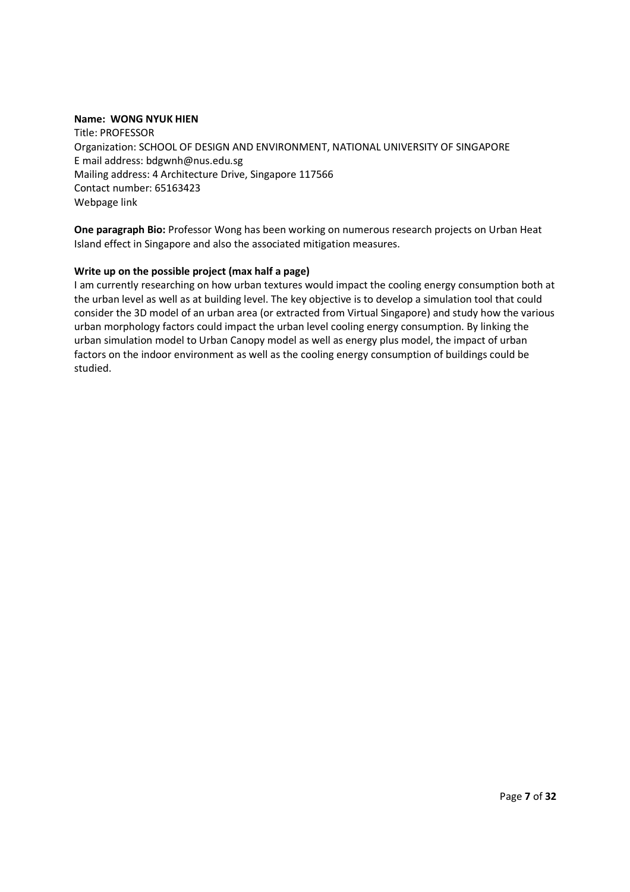**Name: WONG NYUK HIEN**
Title: PROFESSOR
Organization: SCHOOL OF DESIGN AND ENVIRONMENT, NATIONAL UNIVERSITY OF SINGAPORE
E mail address: bdgwnh@nus.edu.sg
Mailing address: 4 Architecture Drive, Singapore 117566
Contact number: 65163423
Webpage link

**One paragraph Bio:** Professor Wong has been working on numerous research projects on Urban Heat Island effect in Singapore and also the associated mitigation measures.

**Write up on the possible project (max half a page)**

I am currently researching on how urban textures would impact the cooling energy consumption both at the urban level as well as at building level. The key objective is to develop a simulation tool that could consider the 3D model of an urban area (or extracted from Virtual Singapore) and study how the various urban morphology factors could impact the urban level cooling energy consumption. By linking the urban simulation model to Urban Canopy model as well as energy plus model, the impact of urban factors on the indoor environment as well as the cooling energy consumption of buildings could be studied.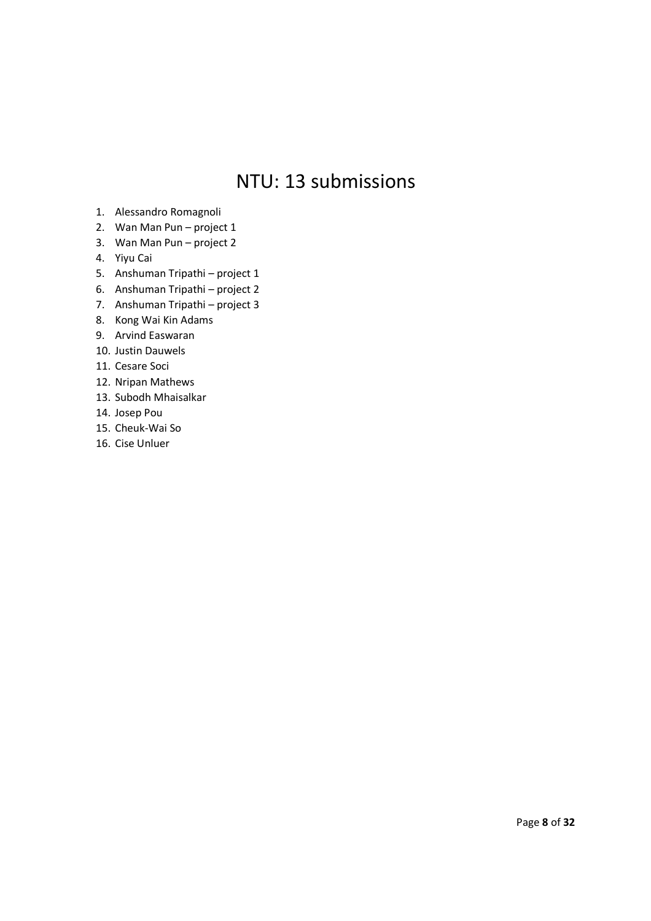# NTU: 13 submissions

1. Alessandro Romagnoli
2. Wan Man Pun – project 1
3. Wan Man Pun – project 2
4. Yiyu Cai
5. Anshuman Tripathi – project 1
6. Anshuman Tripathi – project 2
7. Anshuman Tripathi – project 3
8. Kong Wai Kin Adams
9. Arvind Easwaran
10. Justin Dauwels
11. Cesare Soci
12. Nripan Mathews
13. Subodh Mhaisalkar
14. Josep Pou
15. Cheuk-Wai So
16. Cise Unluer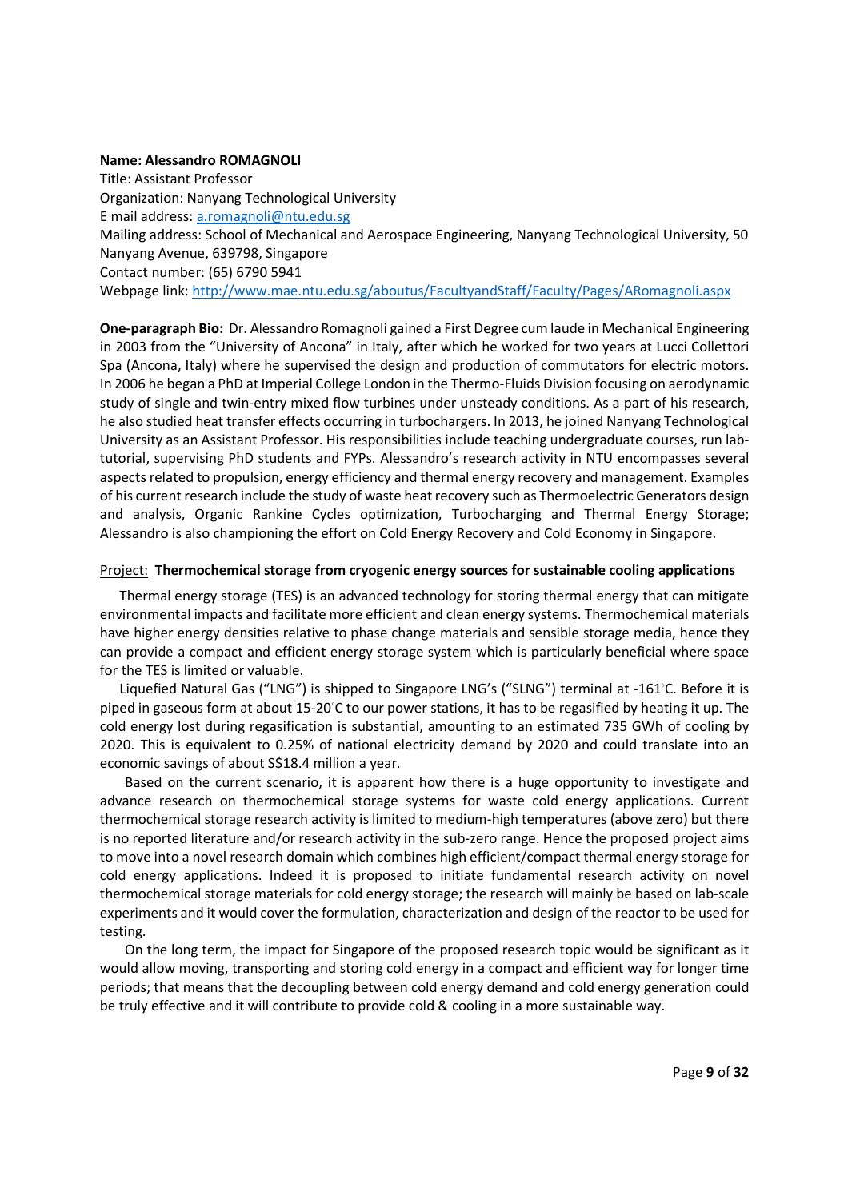**Name: Alessandro ROMAGNOLI**
Title: Assistant Professor
Organization: Nanyang Technological University
E mail address: [a.romagnoli@ntu.edu.sg](mailto:a.romagnoli@ntu.edu.sg)
Mailing address: School of Mechanical and Aerospace Engineering, Nanyang Technological University, 50 Nanyang Avenue, 639798, Singapore
Contact number: (65) 6790 5941
Webpage link: [http://www.mae.ntu.edu.sg/aboutus/FacultyandStaff/Faculty/Pages/ARomagnoli.aspx](http://www.mae.ntu.edu.sg/aboutus/FacultyandStaff/Faculty/Pages/ARomagnoli.aspx)

**One-paragraph Bio:** Dr. Alessandro Romagnoli gained a First Degree cum laude in Mechanical Engineering in 2003 from the "University of Ancona" in Italy, after which he worked for two years at Lucci Collettori Spa (Ancona, Italy) where he supervised the design and production of commutators for electric motors. In 2006 he began a PhD at Imperial College London in the Thermo-Fluids Division focusing on aerodynamic study of single and twin-entry mixed flow turbines under unsteady conditions. As a part of his research, he also studied heat transfer effects occurring in turbochargers. In 2013, he joined Nanyang Technological University as an Assistant Professor. His responsibilities include teaching undergraduate courses, run lab-tutorial, supervising PhD students and FYPs. Alessandro's research activity in NTU encompasses several aspects related to propulsion, energy efficiency and thermal energy recovery and management. Examples of his current research include the study of waste heat recovery such as Thermoelectric Generators design and analysis, Organic Rankine Cycles optimization, Turbocharging and Thermal Energy Storage; Alessandro is also championing the effort on Cold Energy Recovery and Cold Economy in Singapore.

Project: **Thermochemical storage from cryogenic energy sources for sustainable cooling applications**

Thermal energy storage (TES) is an advanced technology for storing thermal energy that can mitigate environmental impacts and facilitate more efficient and clean energy systems. Thermochemical materials have higher energy densities relative to phase change materials and sensible storage media, hence they can provide a compact and efficient energy storage system which is particularly beneficial where space for the TES is limited or valuable.

Liquefied Natural Gas ("LNG") is shipped to Singapore LNG's ("SLNG") terminal at -161°C. Before it is piped in gaseous form at about 15-20°C to our power stations, it has to be regasified by heating it up. The cold energy lost during regasification is substantial, amounting to an estimated 735 GWh of cooling by 2020. This is equivalent to 0.25% of national electricity demand by 2020 and could translate into an economic savings of about S$18.4 million a year.

Based on the current scenario, it is apparent how there is a huge opportunity to investigate and advance research on thermochemical storage systems for waste cold energy applications. Current thermochemical storage research activity is limited to medium-high temperatures (above zero) but there is no reported literature and/or research activity in the sub-zero range. Hence the proposed project aims to move into a novel research domain which combines high efficient/compact thermal energy storage for cold energy applications. Indeed it is proposed to initiate fundamental research activity on novel thermochemical storage materials for cold energy storage; the research will mainly be based on lab-scale experiments and it would cover the formulation, characterization and design of the reactor to be used for testing.

On the long term, the impact for Singapore of the proposed research topic would be significant as it would allow moving, transporting and storing cold energy in a compact and efficient way for longer time periods; that means that the decoupling between cold energy demand and cold energy generation could be truly effective and it will contribute to provide cold & cooling in a more sustainable way.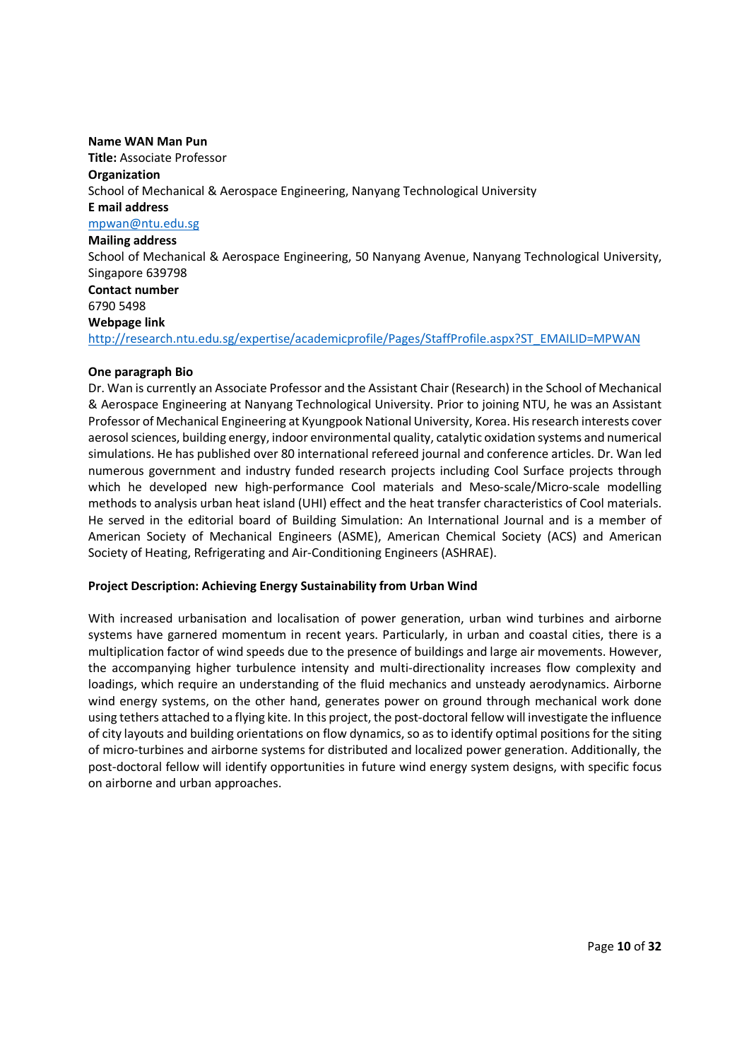**Name WAN Man Pun**

**Title:** Associate Professor

**Organization**

School of Mechanical & Aerospace Engineering, Nanyang Technological University

**E mail address**

mpwan@ntu.edu.sg

**Mailing address**

School of Mechanical & Aerospace Engineering, 50 Nanyang Avenue, Nanyang Technological University, Singapore 639798

**Contact number**

6790 5498

**Webpage link**

http://research.ntu.edu.sg/expertise/academicprofile/Pages/StaffProfile.aspx?ST_EMAILID=MPWAN

**One paragraph Bio**

Dr. Wan is currently an Associate Professor and the Assistant Chair (Research) in the School of Mechanical & Aerospace Engineering at Nanyang Technological University. Prior to joining NTU, he was an Assistant Professor of Mechanical Engineering at Kyungpook National University, Korea. His research interests cover aerosol sciences, building energy, indoor environmental quality, catalytic oxidation systems and numerical simulations. He has published over 80 international refereed journal and conference articles. Dr. Wan led numerous government and industry funded research projects including Cool Surface projects through which he developed new high-performance Cool materials and Meso-scale/Micro-scale modelling methods to analysis urban heat island (UHI) effect and the heat transfer characteristics of Cool materials. He served in the editorial board of Building Simulation: An International Journal and is a member of American Society of Mechanical Engineers (ASME), American Chemical Society (ACS) and American Society of Heating, Refrigerating and Air-Conditioning Engineers (ASHRAE).

**Project Description: Achieving Energy Sustainability from Urban Wind**

With increased urbanisation and localisation of power generation, urban wind turbines and airborne systems have garnered momentum in recent years. Particularly, in urban and coastal cities, there is a multiplication factor of wind speeds due to the presence of buildings and large air movements. However, the accompanying higher turbulence intensity and multi-directionality increases flow complexity and loadings, which require an understanding of the fluid mechanics and unsteady aerodynamics. Airborne wind energy systems, on the other hand, generates power on ground through mechanical work done using tethers attached to a flying kite. In this project, the post-doctoral fellow will investigate the influence of city layouts and building orientations on flow dynamics, so as to identify optimal positions for the siting of micro-turbines and airborne systems for distributed and localized power generation. Additionally, the post-doctoral fellow will identify opportunities in future wind energy system designs, with specific focus on airborne and urban approaches.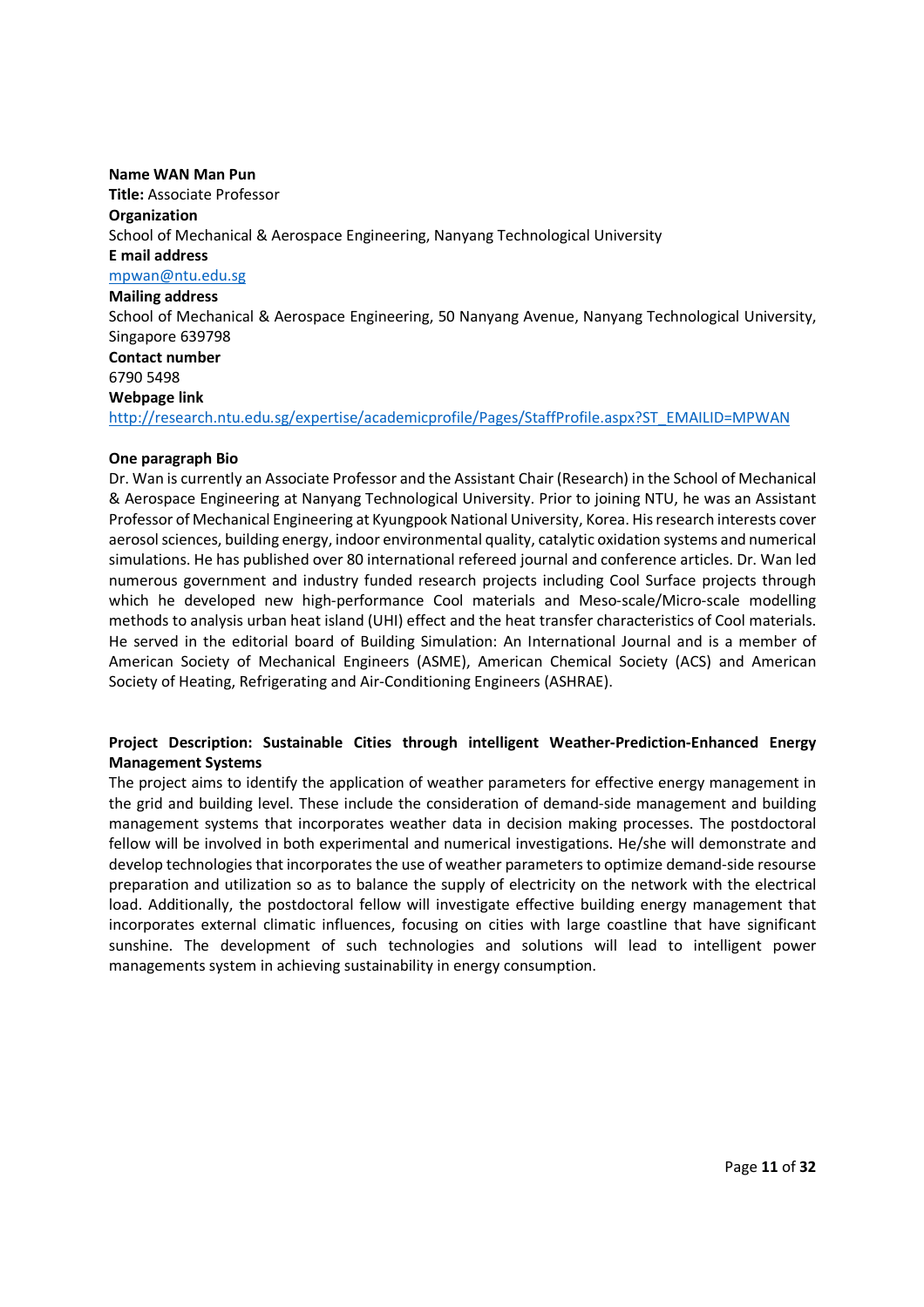**Name WAN Man Pun**

**Title:** Associate Professor

**Organization**

School of Mechanical & Aerospace Engineering, Nanyang Technological University

**E mail address**

mpwan@ntu.edu.sg

**Mailing address**

School of Mechanical & Aerospace Engineering, 50 Nanyang Avenue, Nanyang Technological University, Singapore 639798

**Contact number**

6790 5498

**Webpage link**

http://research.ntu.edu.sg/expertise/academicprofile/Pages/StaffProfile.aspx?ST_EMAILID=MPWAN

**One paragraph Bio**

Dr. Wan is currently an Associate Professor and the Assistant Chair (Research) in the School of Mechanical & Aerospace Engineering at Nanyang Technological University. Prior to joining NTU, he was an Assistant Professor of Mechanical Engineering at Kyungpook National University, Korea. His research interests cover aerosol sciences, building energy, indoor environmental quality, catalytic oxidation systems and numerical simulations. He has published over 80 international refereed journal and conference articles. Dr. Wan led numerous government and industry funded research projects including Cool Surface projects through which he developed new high-performance Cool materials and Meso-scale/Micro-scale modelling methods to analysis urban heat island (UHI) effect and the heat transfer characteristics of Cool materials. He served in the editorial board of Building Simulation: An International Journal and is a member of American Society of Mechanical Engineers (ASME), American Chemical Society (ACS) and American Society of Heating, Refrigerating and Air-Conditioning Engineers (ASHRAE).

**Project Description: Sustainable Cities through intelligent Weather-Prediction-Enhanced Energy Management Systems**

The project aims to identify the application of weather parameters for effective energy management in the grid and building level. These include the consideration of demand-side management and building management systems that incorporates weather data in decision making processes. The postdoctoral fellow will be involved in both experimental and numerical investigations. He/she will demonstrate and develop technologies that incorporates the use of weather parameters to optimize demand-side resourse preparation and utilization so as to balance the supply of electricity on the network with the electrical load. Additionally, the postdoctoral fellow will investigate effective building energy management that incorporates external climatic influences, focusing on cities with large coastline that have significant sunshine. The development of such technologies and solutions will lead to intelligent power managements system in achieving sustainability in energy consumption.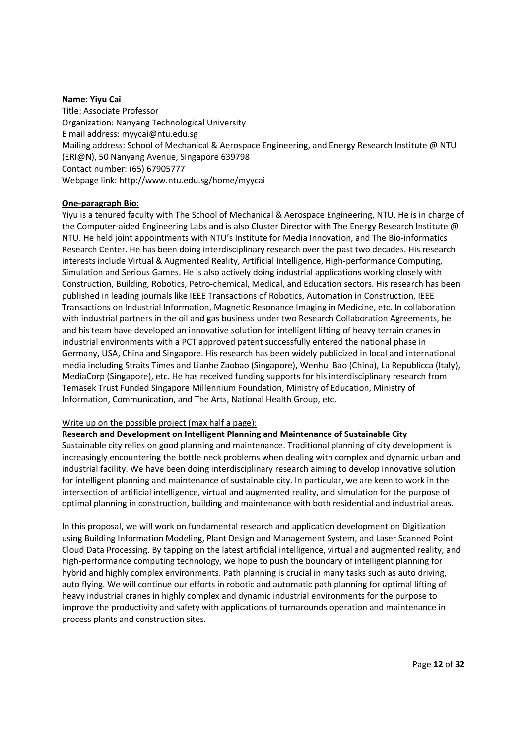**Name: Yiyu Cai**
Title: Associate Professor
Organization: Nanyang Technological University
E mail address: myycai@ntu.edu.sg
Mailing address: School of Mechanical & Aerospace Engineering, and Energy Research Institute @ NTU (ERI@N), 50 Nanyang Avenue, Singapore 639798
Contact number: (65) 67905777
Webpage link: http://www.ntu.edu.sg/home/myycai

**<u>One-paragraph Bio:</u>**

Yiyu is a tenured faculty with The School of Mechanical & Aerospace Engineering, NTU. He is in charge of the Computer-aided Engineering Labs and is also Cluster Director with The Energy Research Institute @ NTU. He held joint appointments with NTU's Institute for Media Innovation, and The Bio-informatics Research Center. He has been doing interdisciplinary research over the past two decades. His research interests include Virtual & Augmented Reality, Artificial Intelligence, High-performance Computing, Simulation and Serious Games. He is also actively doing industrial applications working closely with Construction, Building, Robotics, Petro-chemical, Medical, and Education sectors. His research has been published in leading journals like IEEE Transactions of Robotics, Automation in Construction, IEEE Transactions on Industrial Information, Magnetic Resonance Imaging in Medicine, etc. In collaboration with industrial partners in the oil and gas business under two Research Collaboration Agreements, he and his team have developed an innovative solution for intelligent lifting of heavy terrain cranes in industrial environments with a PCT approved patent successfully entered the national phase in Germany, USA, China and Singapore. His research has been widely publicized in local and international media including Straits Times and Lianhe Zaobao (Singapore), Wenhui Bao (China), La Republicca (Italy), MediaCorp (Singapore), etc. He has received funding supports for his interdisciplinary research from Temasek Trust Funded Singapore Millennium Foundation, Ministry of Education, Ministry of Information, Communication, and The Arts, National Health Group, etc.

<u>Write up on the possible project (max half a page):</u>

**Research and Development on Intelligent Planning and Maintenance of Sustainable City**

Sustainable city relies on good planning and maintenance. Traditional planning of city development is increasingly encountering the bottle neck problems when dealing with complex and dynamic urban and industrial facility. We have been doing interdisciplinary research aiming to develop innovative solution for intelligent planning and maintenance of sustainable city. In particular, we are keen to work in the intersection of artificial intelligence, virtual and augmented reality, and simulation for the purpose of optimal planning in construction, building and maintenance with both residential and industrial areas.

In this proposal, we will work on fundamental research and application development on Digitization using Building Information Modeling, Plant Design and Management System, and Laser Scanned Point Cloud Data Processing. By tapping on the latest artificial intelligence, virtual and augmented reality, and high-performance computing technology, we hope to push the boundary of intelligent planning for hybrid and highly complex environments. Path planning is crucial in many tasks such as auto driving, auto flying. We will continue our efforts in robotic and automatic path planning for optimal lifting of heavy industrial cranes in highly complex and dynamic industrial environments for the purpose to improve the productivity and safety with applications of turnarounds operation and maintenance in process plants and construction sites.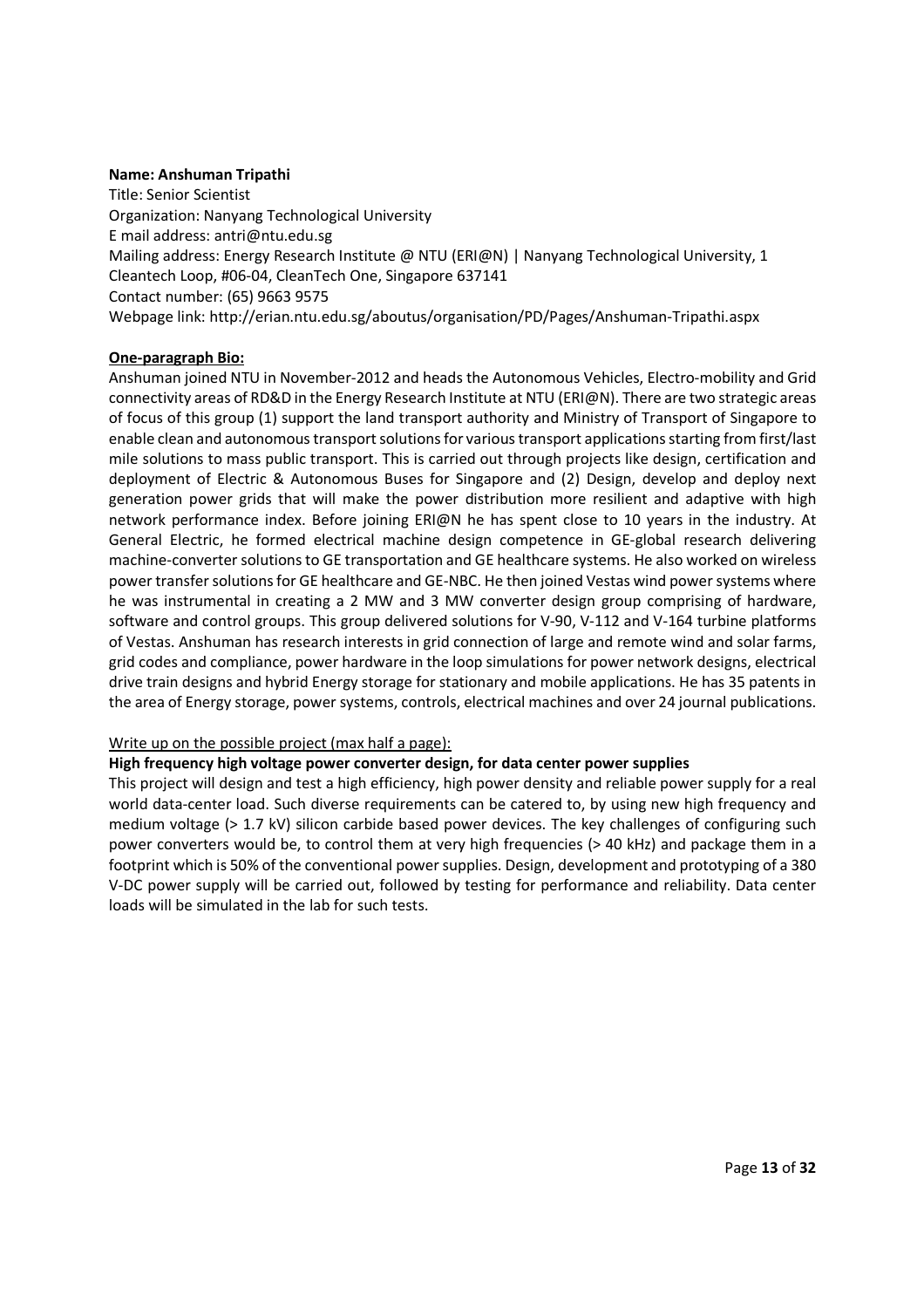**Name: Anshuman Tripathi**
Title: Senior Scientist
Organization: Nanyang Technological University
E mail address: antri@ntu.edu.sg
Mailing address: Energy Research Institute @ NTU (ERI@N) | Nanyang Technological University, 1 Cleantech Loop, #06-04, CleanTech One, Singapore 637141
Contact number: (65) 9663 9575
Webpage link: http://erian.ntu.edu.sg/aboutus/organisation/PD/Pages/Anshuman-Tripathi.aspx

**One-paragraph Bio:**

Anshuman joined NTU in November-2012 and heads the Autonomous Vehicles, Electro-mobility and Grid connectivity areas of RD&D in the Energy Research Institute at NTU (ERI@N). There are two strategic areas of focus of this group (1) support the land transport authority and Ministry of Transport of Singapore to enable clean and autonomous transport solutions for various transport applications starting from first/last mile solutions to mass public transport. This is carried out through projects like design, certification and deployment of Electric & Autonomous Buses for Singapore and (2) Design, develop and deploy next generation power grids that will make the power distribution more resilient and adaptive with high network performance index. Before joining ERI@N he has spent close to 10 years in the industry. At General Electric, he formed electrical machine design competence in GE-global research delivering machine-converter solutions to GE transportation and GE healthcare systems. He also worked on wireless power transfer solutions for GE healthcare and GE-NBC. He then joined Vestas wind power systems where he was instrumental in creating a 2 MW and 3 MW converter design group comprising of hardware, software and control groups. This group delivered solutions for V-90, V-112 and V-164 turbine platforms of Vestas. Anshuman has research interests in grid connection of large and remote wind and solar farms, grid codes and compliance, power hardware in the loop simulations for power network designs, electrical drive train designs and hybrid Energy storage for stationary and mobile applications. He has 35 patents in the area of Energy storage, power systems, controls, electrical machines and over 24 journal publications.

Write up on the possible project (max half a page):

**High frequency high voltage power converter design, for data center power supplies**

This project will design and test a high efficiency, high power density and reliable power supply for a real world data-center load. Such diverse requirements can be catered to, by using new high frequency and medium voltage (> 1.7 kV) silicon carbide based power devices. The key challenges of configuring such power converters would be, to control them at very high frequencies (> 40 kHz) and package them in a footprint which is 50% of the conventional power supplies. Design, development and prototyping of a 380 V-DC power supply will be carried out, followed by testing for performance and reliability. Data center loads will be simulated in the lab for such tests.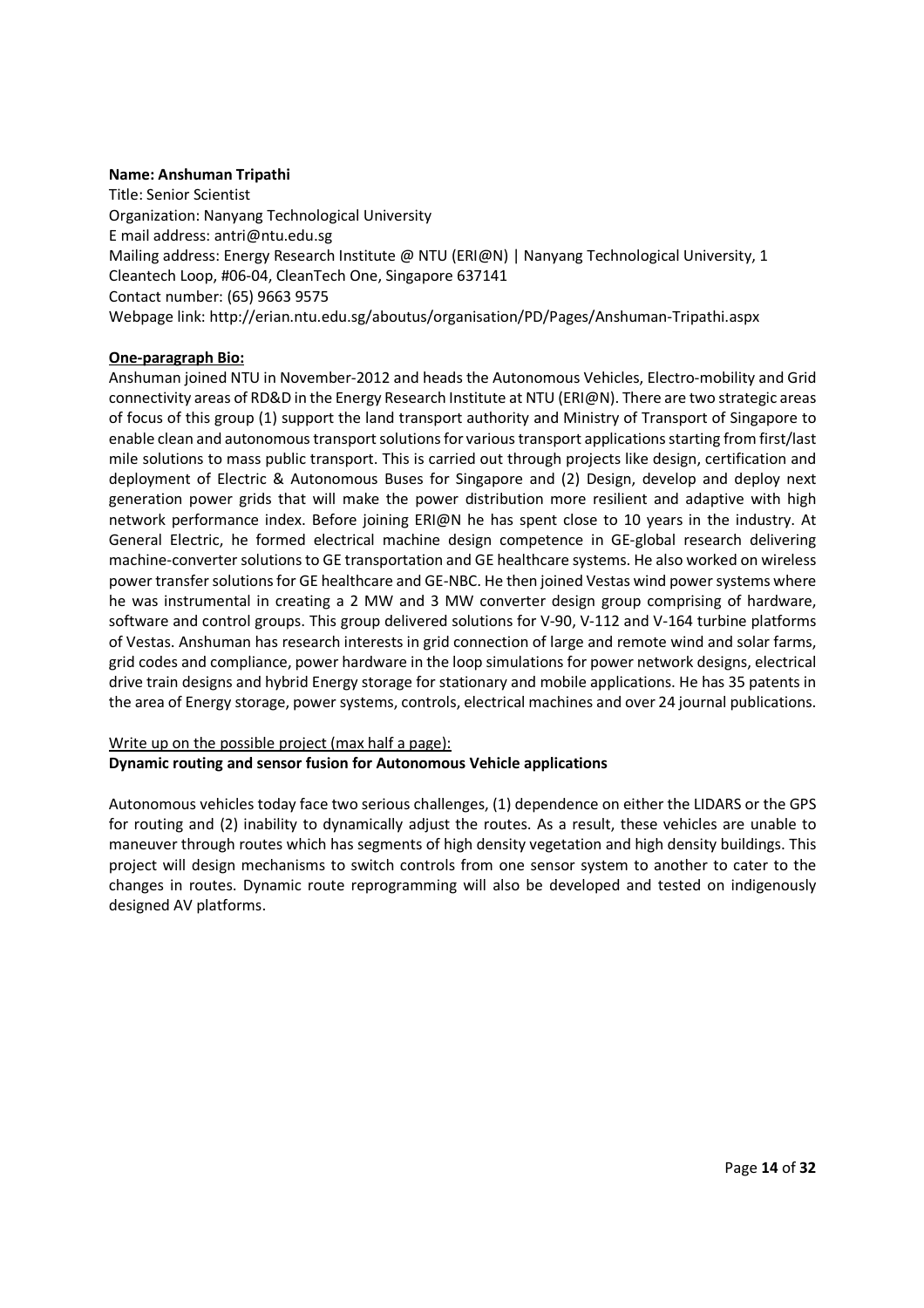**Name: Anshuman Tripathi**
Title: Senior Scientist
Organization: Nanyang Technological University
E mail address: antri@ntu.edu.sg
Mailing address: Energy Research Institute @ NTU (ERI@N) | Nanyang Technological University, 1 Cleantech Loop, #06-04, CleanTech One, Singapore 637141
Contact number: (65) 9663 9575
Webpage link: http://erian.ntu.edu.sg/aboutus/organisation/PD/Pages/Anshuman-Tripathi.aspx

**One-paragraph Bio:**

Anshuman joined NTU in November-2012 and heads the Autonomous Vehicles, Electro-mobility and Grid connectivity areas of RD&D in the Energy Research Institute at NTU (ERI@N). There are two strategic areas of focus of this group (1) support the land transport authority and Ministry of Transport of Singapore to enable clean and autonomous transport solutions for various transport applications starting from first/last mile solutions to mass public transport. This is carried out through projects like design, certification and deployment of Electric & Autonomous Buses for Singapore and (2) Design, develop and deploy next generation power grids that will make the power distribution more resilient and adaptive with high network performance index. Before joining ERI@N he has spent close to 10 years in the industry. At General Electric, he formed electrical machine design competence in GE-global research delivering machine-converter solutions to GE transportation and GE healthcare systems. He also worked on wireless power transfer solutions for GE healthcare and GE-NBC. He then joined Vestas wind power systems where he was instrumental in creating a 2 MW and 3 MW converter design group comprising of hardware, software and control groups. This group delivered solutions for V-90, V-112 and V-164 turbine platforms of Vestas. Anshuman has research interests in grid connection of large and remote wind and solar farms, grid codes and compliance, power hardware in the loop simulations for power network designs, electrical drive train designs and hybrid Energy storage for stationary and mobile applications. He has 35 patents in the area of Energy storage, power systems, controls, electrical machines and over 24 journal publications.

Write up on the possible project (max half a page):
**Dynamic routing and sensor fusion for Autonomous Vehicle applications**

Autonomous vehicles today face two serious challenges, (1) dependence on either the LIDARS or the GPS for routing and (2) inability to dynamically adjust the routes. As a result, these vehicles are unable to maneuver through routes which has segments of high density vegetation and high density buildings. This project will design mechanisms to switch controls from one sensor system to another to cater to the changes in routes. Dynamic route reprogramming will also be developed and tested on indigenously designed AV platforms.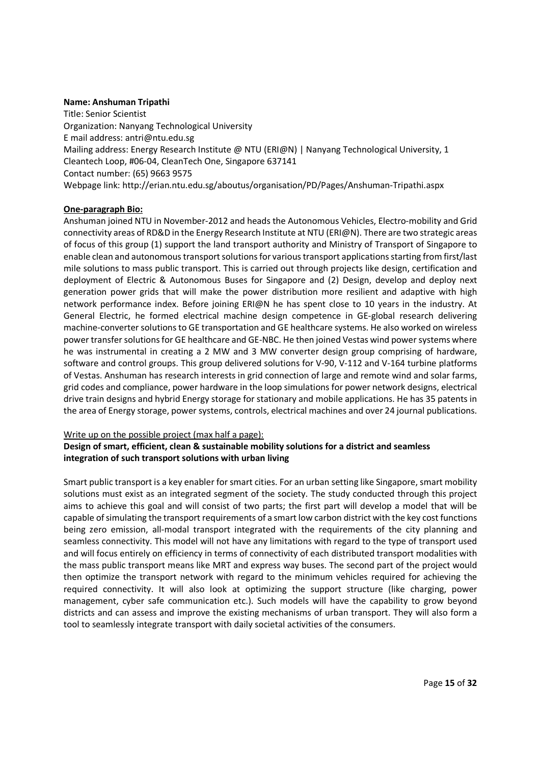**Name: Anshuman Tripathi**
Title: Senior Scientist
Organization: Nanyang Technological University
E mail address: antri@ntu.edu.sg
Mailing address: Energy Research Institute @ NTU (ERI@N) | Nanyang Technological University, 1 Cleantech Loop, #06-04, CleanTech One, Singapore 637141
Contact number: (65) 9663 9575
Webpage link: http://erian.ntu.edu.sg/aboutus/organisation/PD/Pages/Anshuman-Tripathi.aspx

**One-paragraph Bio:**

Anshuman joined NTU in November-2012 and heads the Autonomous Vehicles, Electro-mobility and Grid connectivity areas of RD&D in the Energy Research Institute at NTU (ERI@N). There are two strategic areas of focus of this group (1) support the land transport authority and Ministry of Transport of Singapore to enable clean and autonomous transport solutions for various transport applications starting from first/last mile solutions to mass public transport. This is carried out through projects like design, certification and deployment of Electric & Autonomous Buses for Singapore and (2) Design, develop and deploy next generation power grids that will make the power distribution more resilient and adaptive with high network performance index. Before joining ERI@N he has spent close to 10 years in the industry. At General Electric, he formed electrical machine design competence in GE-global research delivering machine-converter solutions to GE transportation and GE healthcare systems. He also worked on wireless power transfer solutions for GE healthcare and GE-NBC. He then joined Vestas wind power systems where he was instrumental in creating a 2 MW and 3 MW converter design group comprising of hardware, software and control groups. This group delivered solutions for V-90, V-112 and V-164 turbine platforms of Vestas. Anshuman has research interests in grid connection of large and remote wind and solar farms, grid codes and compliance, power hardware in the loop simulations for power network designs, electrical drive train designs and hybrid Energy storage for stationary and mobile applications. He has 35 patents in the area of Energy storage, power systems, controls, electrical machines and over 24 journal publications.

Write up on the possible project (max half a page):

**Design of smart, efficient, clean & sustainable mobility solutions for a district and seamless integration of such transport solutions with urban living**

Smart public transport is a key enabler for smart cities. For an urban setting like Singapore, smart mobility solutions must exist as an integrated segment of the society. The study conducted through this project aims to achieve this goal and will consist of two parts; the first part will develop a model that will be capable of simulating the transport requirements of a smart low carbon district with the key cost functions being zero emission, all-modal transport integrated with the requirements of the city planning and seamless connectivity. This model will not have any limitations with regard to the type of transport used and will focus entirely on efficiency in terms of connectivity of each distributed transport modalities with the mass public transport means like MRT and express way buses. The second part of the project would then optimize the transport network with regard to the minimum vehicles required for achieving the required connectivity. It will also look at optimizing the support structure (like charging, power management, cyber safe communication etc.). Such models will have the capability to grow beyond districts and can assess and improve the existing mechanisms of urban transport. They will also form a tool to seamlessly integrate transport with daily societal activities of the consumers.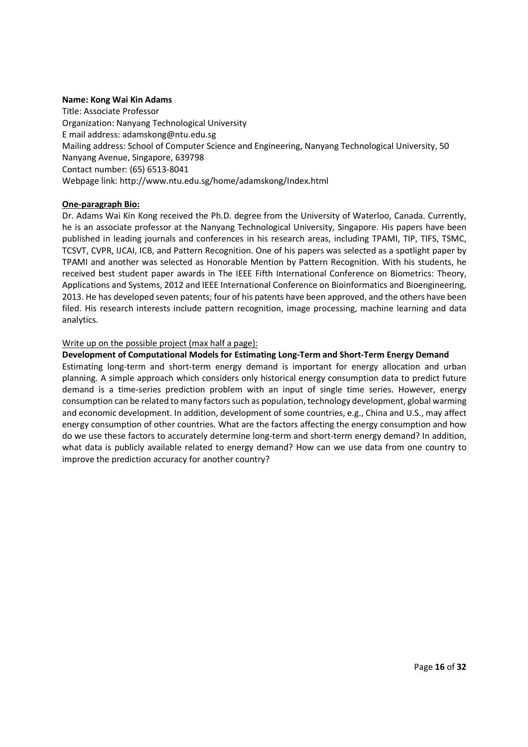**Name: Kong Wai Kin Adams**

Title: Associate Professor

Organization: Nanyang Technological University

E mail address: adamskong@ntu.edu.sg

Mailing address: School of Computer Science and Engineering, Nanyang Technological University, 50 Nanyang Avenue, Singapore, 639798

Contact number: (65) 6513-8041

Webpage link: http://www.ntu.edu.sg/home/adamskong/Index.html

**One-paragraph Bio:**

Dr. Adams Wai Kin Kong received the Ph.D. degree from the University of Waterloo, Canada. Currently, he is an associate professor at the Nanyang Technological University, Singapore. His papers have been published in leading journals and conferences in his research areas, including TPAMI, TIP, TIFS, TSMC, TCSVT, CVPR, IJCAI, ICB, and Pattern Recognition. One of his papers was selected as a spotlight paper by TPAMI and another was selected as Honorable Mention by Pattern Recognition. With his students, he received best student paper awards in The IEEE Fifth International Conference on Biometrics: Theory, Applications and Systems, 2012 and IEEE International Conference on Bioinformatics and Bioengineering, 2013. He has developed seven patents; four of his patents have been approved, and the others have been filed. His research interests include pattern recognition, image processing, machine learning and data analytics.

Write up on the possible project (max half a page):

**Development of Computational Models for Estimating Long-Term and Short-Term Energy Demand**

Estimating long-term and short-term energy demand is important for energy allocation and urban planning. A simple approach which considers only historical energy consumption data to predict future demand is a time-series prediction problem with an input of single time series. However, energy consumption can be related to many factors such as population, technology development, global warming and economic development. In addition, development of some countries, e.g., China and U.S., may affect energy consumption of other countries. What are the factors affecting the energy consumption and how do we use these factors to accurately determine long-term and short-term energy demand? In addition, what data is publicly available related to energy demand? How can we use data from one country to improve the prediction accuracy for another country?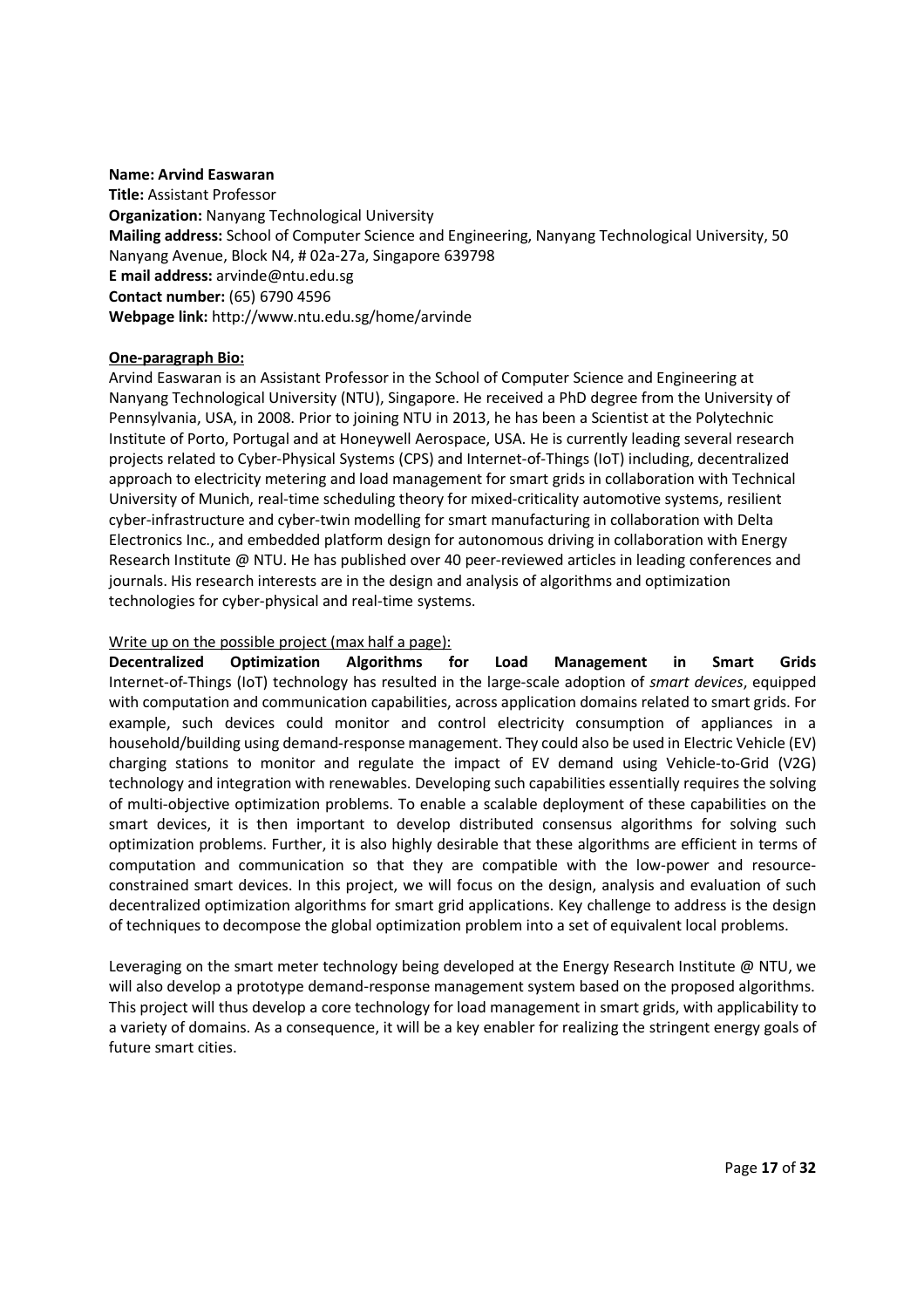**Name: Arvind Easwaran**  
**Title:** Assistant Professor  
**Organization:** Nanyang Technological University  
**Mailing address:** School of Computer Science and Engineering, Nanyang Technological University, 50 Nanyang Avenue, Block N4, # 02a-27a, Singapore 639798  
**E mail address:** arvinde@ntu.edu.sg  
**Contact number:** (65) 6790 4596  
**Webpage link:** http://www.ntu.edu.sg/home/arvinde

**One-paragraph Bio:**

Arvind Easwaran is an Assistant Professor in the School of Computer Science and Engineering at Nanyang Technological University (NTU), Singapore. He received a PhD degree from the University of Pennsylvania, USA, in 2008. Prior to joining NTU in 2013, he has been a Scientist at the Polytechnic Institute of Porto, Portugal and at Honeywell Aerospace, USA. He is currently leading several research projects related to Cyber-Physical Systems (CPS) and Internet-of-Things (IoT) including, decentralized approach to electricity metering and load management for smart grids in collaboration with Technical University of Munich, real-time scheduling theory for mixed-criticality automotive systems, resilient cyber-infrastructure and cyber-twin modelling for smart manufacturing in collaboration with Delta Electronics Inc., and embedded platform design for autonomous driving in collaboration with Energy Research Institute @ NTU. He has published over 40 peer-reviewed articles in leading conferences and journals. His research interests are in the design and analysis of algorithms and optimization technologies for cyber-physical and real-time systems.

Write up on the possible project (max half a page):

**Decentralized Optimization Algorithms for Load Management in Smart Grids**

Internet-of-Things (IoT) technology has resulted in the large-scale adoption of *smart devices*, equipped with computation and communication capabilities, across application domains related to smart grids. For example, such devices could monitor and control electricity consumption of appliances in a household/building using demand-response management. They could also be used in Electric Vehicle (EV) charging stations to monitor and regulate the impact of EV demand using Vehicle-to-Grid (V2G) technology and integration with renewables. Developing such capabilities essentially requires the solving of multi-objective optimization problems. To enable a scalable deployment of these capabilities on the smart devices, it is then important to develop distributed consensus algorithms for solving such optimization problems. Further, it is also highly desirable that these algorithms are efficient in terms of computation and communication so that they are compatible with the low-power and resource-constrained smart devices. In this project, we will focus on the design, analysis and evaluation of such decentralized optimization algorithms for smart grid applications. Key challenge to address is the design of techniques to decompose the global optimization problem into a set of equivalent local problems.

Leveraging on the smart meter technology being developed at the Energy Research Institute @ NTU, we will also develop a prototype demand-response management system based on the proposed algorithms. This project will thus develop a core technology for load management in smart grids, with applicability to a variety of domains. As a consequence, it will be a key enabler for realizing the stringent energy goals of future smart cities.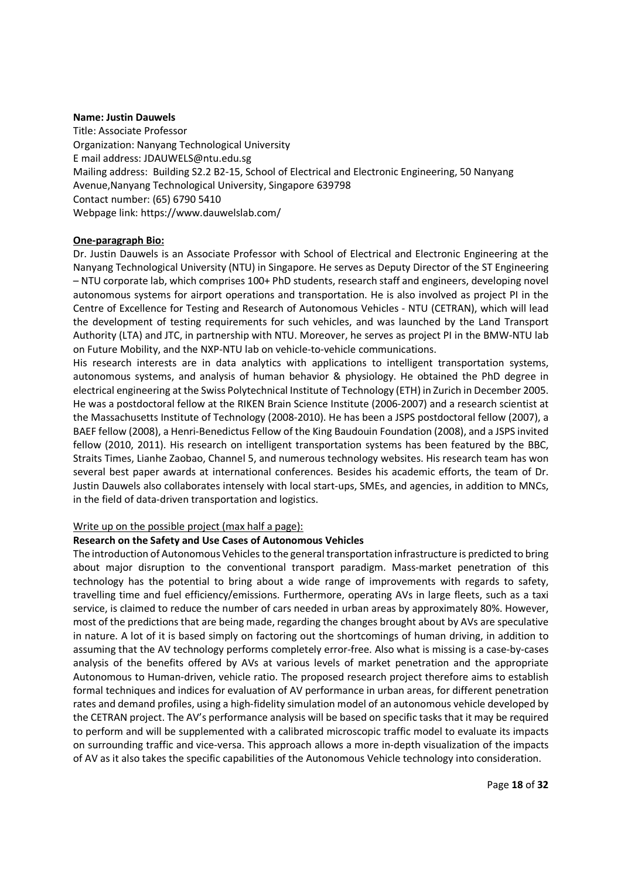**Name: Justin Dauwels**

Title: Associate Professor

Organization: Nanyang Technological University

E mail address: JDAUWELS@ntu.edu.sg

Mailing address: Building S2.2 B2-15, School of Electrical and Electronic Engineering, 50 Nanyang Avenue,Nanyang Technological University, Singapore 639798

Contact number: (65) 6790 5410

Webpage link: https://www.dauwelslab.com/

**One-paragraph Bio:**

Dr. Justin Dauwels is an Associate Professor with School of Electrical and Electronic Engineering at the Nanyang Technological University (NTU) in Singapore. He serves as Deputy Director of the ST Engineering – NTU corporate lab, which comprises 100+ PhD students, research staff and engineers, developing novel autonomous systems for airport operations and transportation. He is also involved as project PI in the Centre of Excellence for Testing and Research of Autonomous Vehicles - NTU (CETRAN), which will lead the development of testing requirements for such vehicles, and was launched by the Land Transport Authority (LTA) and JTC, in partnership with NTU. Moreover, he serves as project PI in the BMW-NTU lab on Future Mobility, and the NXP-NTU lab on vehicle-to-vehicle communications.

His research interests are in data analytics with applications to intelligent transportation systems, autonomous systems, and analysis of human behavior & physiology. He obtained the PhD degree in electrical engineering at the Swiss Polytechnical Institute of Technology (ETH) in Zurich in December 2005. He was a postdoctoral fellow at the RIKEN Brain Science Institute (2006-2007) and a research scientist at the Massachusetts Institute of Technology (2008-2010). He has been a JSPS postdoctoral fellow (2007), a BAEF fellow (2008), a Henri-Benedictus Fellow of the King Baudouin Foundation (2008), and a JSPS invited fellow (2010, 2011). His research on intelligent transportation systems has been featured by the BBC, Straits Times, Lianhe Zaobao, Channel 5, and numerous technology websites. His research team has won several best paper awards at international conferences. Besides his academic efforts, the team of Dr. Justin Dauwels also collaborates intensely with local start-ups, SMEs, and agencies, in addition to MNCs, in the field of data-driven transportation and logistics.

Write up on the possible project (max half a page):

**Research on the Safety and Use Cases of Autonomous Vehicles**

The introduction of Autonomous Vehicles to the general transportation infrastructure is predicted to bring about major disruption to the conventional transport paradigm. Mass-market penetration of this technology has the potential to bring about a wide range of improvements with regards to safety, travelling time and fuel efficiency/emissions. Furthermore, operating AVs in large fleets, such as a taxi service, is claimed to reduce the number of cars needed in urban areas by approximately 80%. However, most of the predictions that are being made, regarding the changes brought about by AVs are speculative in nature. A lot of it is based simply on factoring out the shortcomings of human driving, in addition to assuming that the AV technology performs completely error-free. Also what is missing is a case-by-cases analysis of the benefits offered by AVs at various levels of market penetration and the appropriate Autonomous to Human-driven, vehicle ratio. The proposed research project therefore aims to establish formal techniques and indices for evaluation of AV performance in urban areas, for different penetration rates and demand profiles, using a high-fidelity simulation model of an autonomous vehicle developed by the CETRAN project. The AV's performance analysis will be based on specific tasks that it may be required to perform and will be supplemented with a calibrated microscopic traffic model to evaluate its impacts on surrounding traffic and vice-versa. This approach allows a more in-depth visualization of the impacts of AV as it also takes the specific capabilities of the Autonomous Vehicle technology into consideration.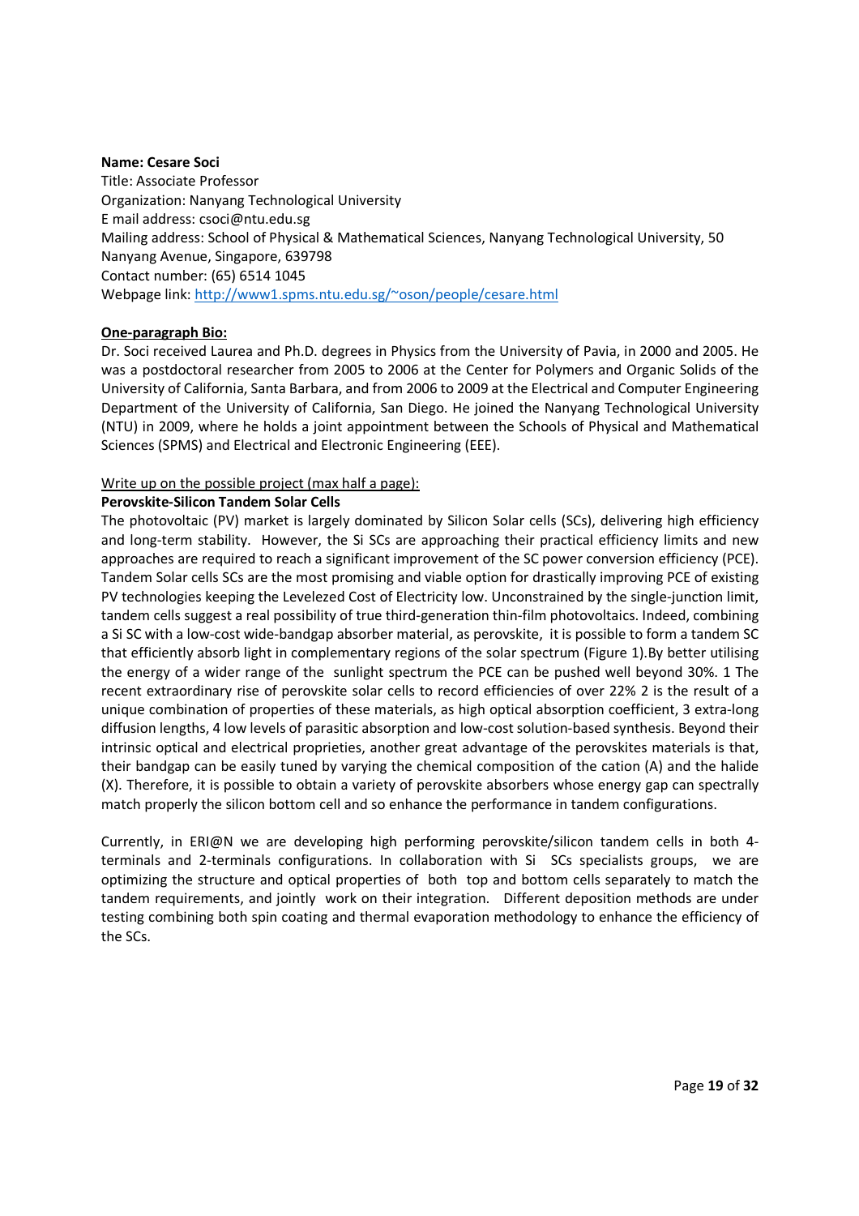**Name: Cesare Soci**
Title: Associate Professor
Organization: Nanyang Technological University
E mail address: csoci@ntu.edu.sg
Mailing address: School of Physical & Mathematical Sciences, Nanyang Technological University, 50 Nanyang Avenue, Singapore, 639798
Contact number: (65) 6514 1045
Webpage link: [http://www1.spms.ntu.edu.sg/~oson/people/cesare.html](http://www1.spms.ntu.edu.sg/~oson/people/cesare.html)

**One-paragraph Bio:**

Dr. Soci received Laurea and Ph.D. degrees in Physics from the University of Pavia, in 2000 and 2005. He was a postdoctoral researcher from 2005 to 2006 at the Center for Polymers and Organic Solids of the University of California, Santa Barbara, and from 2006 to 2009 at the Electrical and Computer Engineering Department of the University of California, San Diego. He joined the Nanyang Technological University (NTU) in 2009, where he holds a joint appointment between the Schools of Physical and Mathematical Sciences (SPMS) and Electrical and Electronic Engineering (EEE).

Write up on the possible project (max half a page):

**Perovskite-Silicon Tandem Solar Cells**

The photovoltaic (PV) market is largely dominated by Silicon Solar cells (SCs), delivering high efficiency and long-term stability. However, the Si SCs are approaching their practical efficiency limits and new approaches are required to reach a significant improvement of the SC power conversion efficiency (PCE). Tandem Solar cells SCs are the most promising and viable option for drastically improving PCE of existing PV technologies keeping the Levelezed Cost of Electricity low. Unconstrained by the single-junction limit, tandem cells suggest a real possibility of true third-generation thin-film photovoltaics. Indeed, combining a Si SC with a low-cost wide-bandgap absorber material, as perovskite, it is possible to form a tandem SC that efficiently absorb light in complementary regions of the solar spectrum (Figure 1).By better utilising the energy of a wider range of the sunlight spectrum the PCE can be pushed well beyond 30%. 1 The recent extraordinary rise of perovskite solar cells to record efficiencies of over 22% 2 is the result of a unique combination of properties of these materials, as high optical absorption coefficient, 3 extra-long diffusion lengths, 4 low levels of parasitic absorption and low-cost solution-based synthesis. Beyond their intrinsic optical and electrical proprieties, another great advantage of the perovskites materials is that, their bandgap can be easily tuned by varying the chemical composition of the cation (A) and the halide (X). Therefore, it is possible to obtain a variety of perovskite absorbers whose energy gap can spectrally match properly the silicon bottom cell and so enhance the performance in tandem configurations.

Currently, in ERI@N we are developing high performing perovskite/silicon tandem cells in both 4-terminals and 2-terminals configurations. In collaboration with Si SCs specialists groups, we are optimizing the structure and optical properties of both top and bottom cells separately to match the tandem requirements, and jointly work on their integration. Different deposition methods are under testing combining both spin coating and thermal evaporation methodology to enhance the efficiency of the SCs.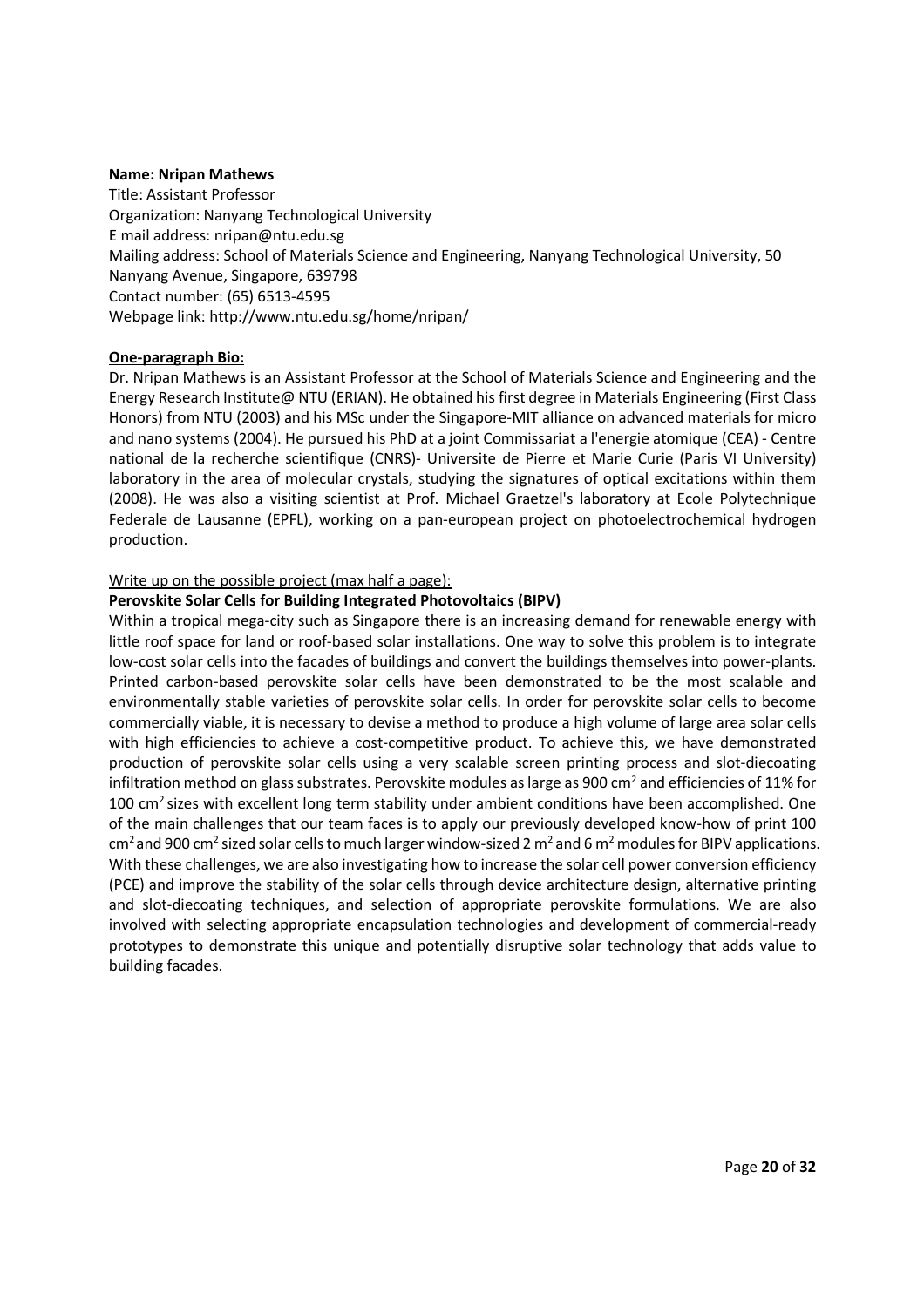**Name: Nripan Mathews**
Title: Assistant Professor
Organization: Nanyang Technological University
E mail address: nripan@ntu.edu.sg
Mailing address: School of Materials Science and Engineering, Nanyang Technological University, 50 Nanyang Avenue, Singapore, 639798
Contact number: (65) 6513-4595
Webpage link: http://www.ntu.edu.sg/home/nripan/

**One-paragraph Bio:**

Dr. Nripan Mathews is an Assistant Professor at the School of Materials Science and Engineering and the Energy Research Institute@ NTU (ERIAN). He obtained his first degree in Materials Engineering (First Class Honors) from NTU (2003) and his MSc under the Singapore-MIT alliance on advanced materials for micro and nano systems (2004). He pursued his PhD at a joint Commissariat a l'energie atomique (CEA) - Centre national de la recherche scientifique (CNRS)- Universite de Pierre et Marie Curie (Paris VI University) laboratory in the area of molecular crystals, studying the signatures of optical excitations within them (2008). He was also a visiting scientist at Prof. Michael Graetzel's laboratory at Ecole Polytechnique Federale de Lausanne (EPFL), working on a pan-european project on photoelectrochemical hydrogen production.

Write up on the possible project (max half a page):

**Perovskite Solar Cells for Building Integrated Photovoltaics (BIPV)**

Within a tropical mega-city such as Singapore there is an increasing demand for renewable energy with little roof space for land or roof-based solar installations. One way to solve this problem is to integrate low-cost solar cells into the facades of buildings and convert the buildings themselves into power-plants. Printed carbon-based perovskite solar cells have been demonstrated to be the most scalable and environmentally stable varieties of perovskite solar cells. In order for perovskite solar cells to become commercially viable, it is necessary to devise a method to produce a high volume of large area solar cells with high efficiencies to achieve a cost-competitive product. To achieve this, we have demonstrated production of perovskite solar cells using a very scalable screen printing process and slot-diecoating infiltration method on glass substrates. Perovskite modules as large as 900 $cm^2$ and efficiencies of 11% for 100 $cm^2$ sizes with excellent long term stability under ambient conditions have been accomplished. One of the main challenges that our team faces is to apply our previously developed know-how of print 100 $cm^2$ and 900 $cm^2$ sized solar cells to much larger window-sized 2 $m^2$ and 6 $m^2$ modules for BIPV applications. With these challenges, we are also investigating how to increase the solar cell power conversion efficiency (PCE) and improve the stability of the solar cells through device architecture design, alternative printing and slot-diecoating techniques, and selection of appropriate perovskite formulations. We are also involved with selecting appropriate encapsulation technologies and development of commercial-ready prototypes to demonstrate this unique and potentially disruptive solar technology that adds value to building facades.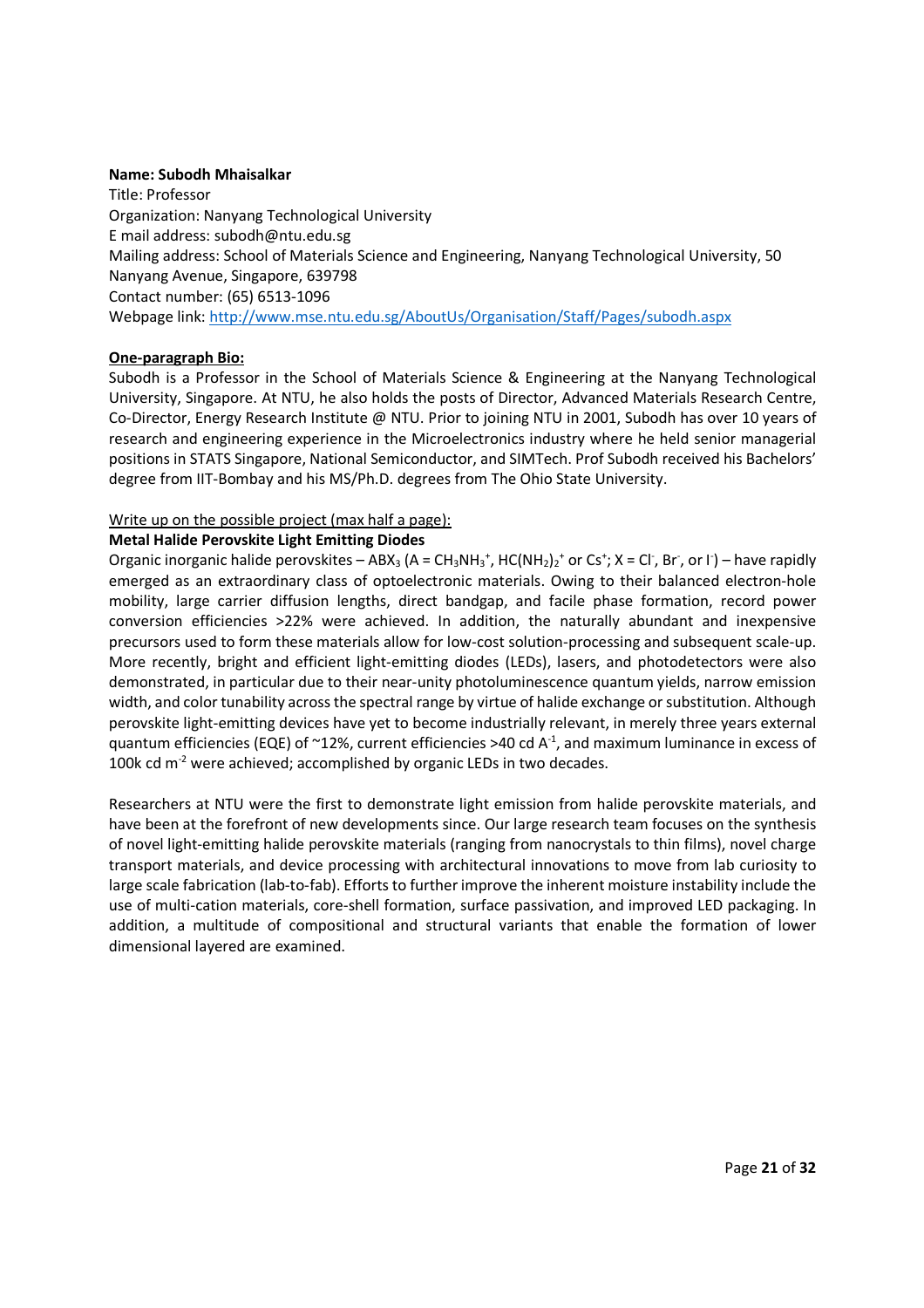**Name: Subodh Mhaisalkar**
Title: Professor
Organization: Nanyang Technological University
E mail address: subodh@ntu.edu.sg
Mailing address: School of Materials Science and Engineering, Nanyang Technological University, 50 Nanyang Avenue, Singapore, 639798
Contact number: (65) 6513-1096
Webpage link: [http://www.mse.ntu.edu.sg/AboutUs/Organisation/Staff/Pages/subodh.aspx](http://www.mse.ntu.edu.sg/AboutUs/Organisation/Staff/Pages/subodh.aspx)

**One-paragraph Bio:**

Subodh is a Professor in the School of Materials Science & Engineering at the Nanyang Technological University, Singapore. At NTU, he also holds the posts of Director, Advanced Materials Research Centre, Co-Director, Energy Research Institute @ NTU. Prior to joining NTU in 2001, Subodh has over 10 years of research and engineering experience in the Microelectronics industry where he held senior managerial positions in STATS Singapore, National Semiconductor, and SIMTech. Prof Subodh received his Bachelors' degree from IIT-Bombay and his MS/Ph.D. degrees from The Ohio State University.

Write up on the possible project (max half a page):

**Metal Halide Perovskite Light Emitting Diodes**

Organic inorganic halide perovskites – $ABX_3$ (A = $CH_3NH_3^+$, $HC(NH_2)_2^+$ or $Cs^+$; X = $Cl^-$, $Br^-$, or $I^-$) – have rapidly emerged as an extraordinary class of optoelectronic materials. Owing to their balanced electron-hole mobility, large carrier diffusion lengths, direct bandgap, and facile phase formation, record power conversion efficiencies >22% were achieved. In addition, the naturally abundant and inexpensive precursors used to form these materials allow for low-cost solution-processing and subsequent scale-up. More recently, bright and efficient light-emitting diodes (LEDs), lasers, and photodetectors were also demonstrated, in particular due to their near-unity photoluminescence quantum yields, narrow emission width, and color tunability across the spectral range by virtue of halide exchange or substitution. Although perovskite light-emitting devices have yet to become industrially relevant, in merely three years external quantum efficiencies (EQE) of ~12%, current efficiencies >40 cd $A^{-1}$, and maximum luminance in excess of 100k cd $m^{-2}$ were achieved; accomplished by organic LEDs in two decades.

Researchers at NTU were the first to demonstrate light emission from halide perovskite materials, and have been at the forefront of new developments since. Our large research team focuses on the synthesis of novel light-emitting halide perovskite materials (ranging from nanocrystals to thin films), novel charge transport materials, and device processing with architectural innovations to move from lab curiosity to large scale fabrication (lab-to-fab). Efforts to further improve the inherent moisture instability include the use of multi-cation materials, core-shell formation, surface passivation, and improved LED packaging. In addition, a multitude of compositional and structural variants that enable the formation of lower dimensional layered are examined.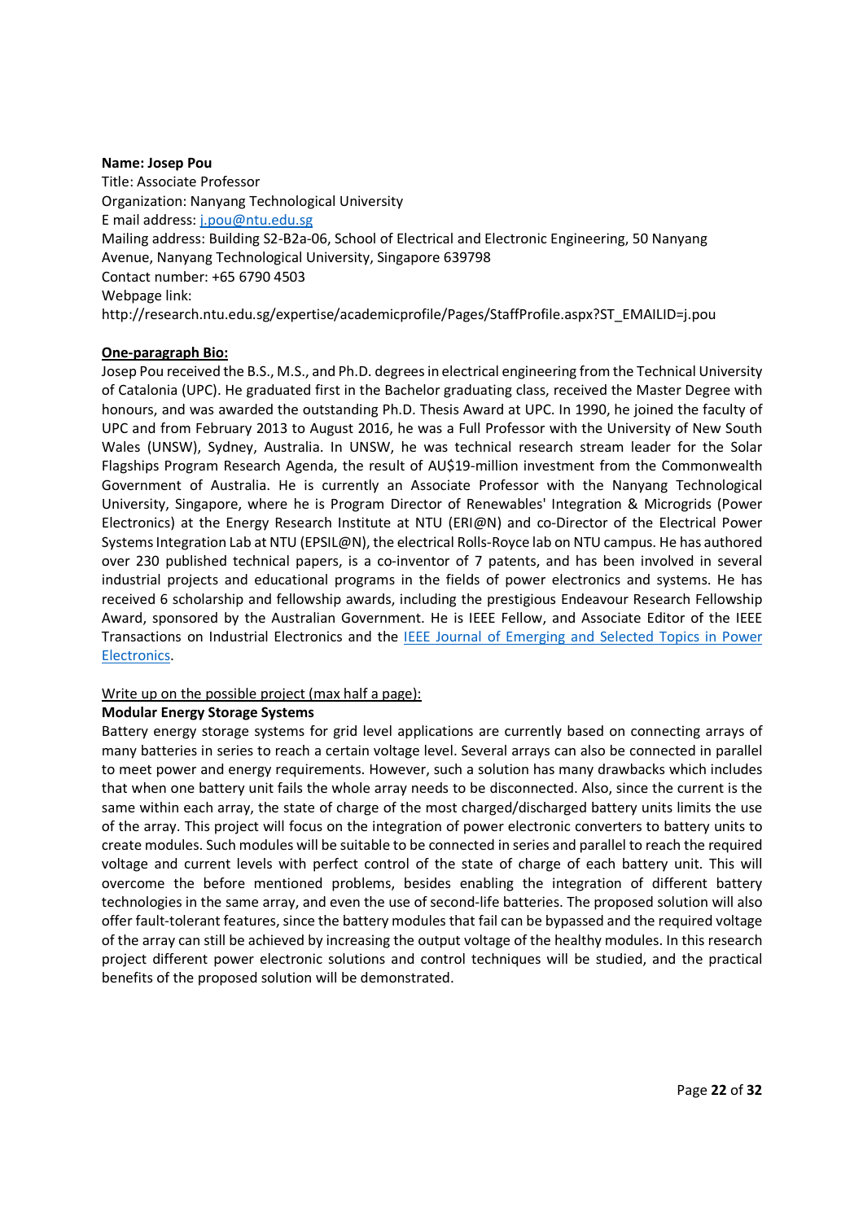**Name: Josep Pou**
Title: Associate Professor
Organization: Nanyang Technological University
E mail address: [j.pou@ntu.edu.sg](mailto:j.pou@ntu.edu.sg)
Mailing address: Building S2-B2a-06, School of Electrical and Electronic Engineering, 50 Nanyang Avenue, Nanyang Technological University, Singapore 639798
Contact number: +65 6790 4503
Webpage link:
http://research.ntu.edu.sg/expertise/academicprofile/Pages/StaffProfile.aspx?ST_EMAILID=j.pou

**One-paragraph Bio:**

Josep Pou received the B.S., M.S., and Ph.D. degrees in electrical engineering from the Technical University of Catalonia (UPC). He graduated first in the Bachelor graduating class, received the Master Degree with honours, and was awarded the outstanding Ph.D. Thesis Award at UPC. In 1990, he joined the faculty of UPC and from February 2013 to August 2016, he was a Full Professor with the University of New South Wales (UNSW), Sydney, Australia. In UNSW, he was technical research stream leader for the Solar Flagships Program Research Agenda, the result of AU$19-million investment from the Commonwealth Government of Australia. He is currently an Associate Professor with the Nanyang Technological University, Singapore, where he is Program Director of Renewables' Integration & Microgrids (Power Electronics) at the Energy Research Institute at NTU (ERI@N) and co-Director of the Electrical Power Systems Integration Lab at NTU (EPSIL@N), the electrical Rolls-Royce lab on NTU campus. He has authored over 230 published technical papers, is a co-inventor of 7 patents, and has been involved in several industrial projects and educational programs in the fields of power electronics and systems. He has received 6 scholarship and fellowship awards, including the prestigious Endeavour Research Fellowship Award, sponsored by the Australian Government. He is IEEE Fellow, and Associate Editor of the IEEE Transactions on Industrial Electronics and the IEEE Journal of Emerging and Selected Topics in Power Electronics.

Write up on the possible project (max half a page):

**Modular Energy Storage Systems**

Battery energy storage systems for grid level applications are currently based on connecting arrays of many batteries in series to reach a certain voltage level. Several arrays can also be connected in parallel to meet power and energy requirements. However, such a solution has many drawbacks which includes that when one battery unit fails the whole array needs to be disconnected. Also, since the current is the same within each array, the state of charge of the most charged/discharged battery units limits the use of the array. This project will focus on the integration of power electronic converters to battery units to create modules. Such modules will be suitable to be connected in series and parallel to reach the required voltage and current levels with perfect control of the state of charge of each battery unit. This will overcome the before mentioned problems, besides enabling the integration of different battery technologies in the same array, and even the use of second-life batteries. The proposed solution will also offer fault-tolerant features, since the battery modules that fail can be bypassed and the required voltage of the array can still be achieved by increasing the output voltage of the healthy modules. In this research project different power electronic solutions and control techniques will be studied, and the practical benefits of the proposed solution will be demonstrated.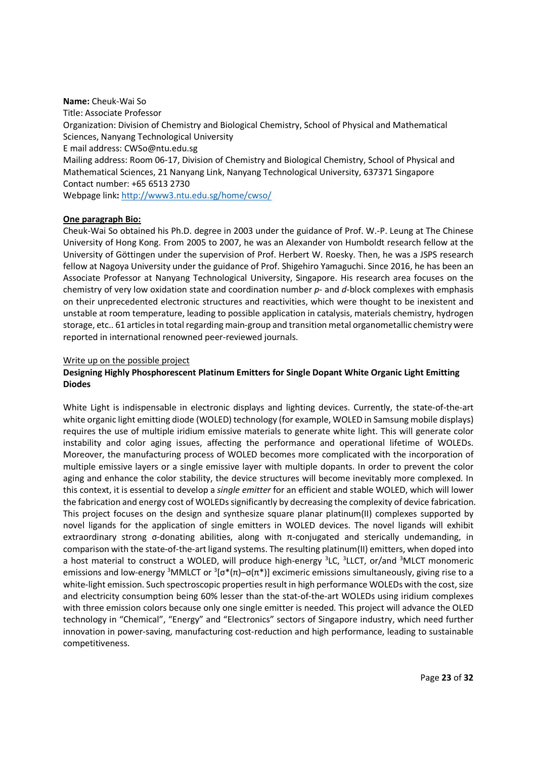**Name:** Cheuk-Wai So
Title: Associate Professor
Organization: Division of Chemistry and Biological Chemistry, School of Physical and Mathematical Sciences, Nanyang Technological University
E mail address: CWSo@ntu.edu.sg
Mailing address: Room 06-17, Division of Chemistry and Biological Chemistry, School of Physical and Mathematical Sciences, 21 Nanyang Link, Nanyang Technological University, 637371 Singapore
Contact number: +65 6513 2730
Webpage link**:** [http://www3.ntu.edu.sg/home/cwso/](http://www3.ntu.edu.sg/home/cwso/)

**One paragraph Bio:**

Cheuk-Wai So obtained his Ph.D. degree in 2003 under the guidance of Prof. W.-P. Leung at The Chinese University of Hong Kong. From 2005 to 2007, he was an Alexander von Humboldt research fellow at the University of Göttingen under the supervision of Prof. Herbert W. Roesky. Then, he was a JSPS research fellow at Nagoya University under the guidance of Prof. Shigehiro Yamaguchi. Since 2016, he has been an Associate Professor at Nanyang Technological University, Singapore. His research area focuses on the chemistry of very low oxidation state and coordination number *p*- and *d*-block complexes with emphasis on their unprecedented electronic structures and reactivities, which were thought to be inexistent and unstable at room temperature, leading to possible application in catalysis, materials chemistry, hydrogen storage, etc.. 61 articles in total regarding main-group and transition metal organometallic chemistry were reported in international renowned peer-reviewed journals.

Write up on the possible project

**Designing Highly Phosphorescent Platinum Emitters for Single Dopant White Organic Light Emitting Diodes**

White Light is indispensable in electronic displays and lighting devices. Currently, the state-of-the-art white organic light emitting diode (WOLED) technology (for example, WOLED in Samsung mobile displays) requires the use of multiple iridium emissive materials to generate white light. This will generate color instability and color aging issues, affecting the performance and operational lifetime of WOLEDs. Moreover, the manufacturing process of WOLED becomes more complicated with the incorporation of multiple emissive layers or a single emissive layer with multiple dopants. In order to prevent the color aging and enhance the color stability, the device structures will become inevitably more complexed. In this context, it is essential to develop a *single emitter* for an efficient and stable WOLED, which will lower the fabrication and energy cost of WOLEDs significantly by decreasing the complexity of device fabrication. This project focuses on the design and synthesize square planar platinum(II) complexes supported by novel ligands for the application of single emitters in WOLED devices. The novel ligands will exhibit extraordinary strong σ-donating abilities, along with π-conjugated and sterically undemanding, in comparison with the state-of-the-art ligand systems. The resulting platinum(II) emitters, when doped into a host material to construct a WOLED, will produce high-energy $^3$LC, $^3$LLCT, or/and $^3$MLCT monomeric emissions and low-energy $^3$MMLCT or $^3[\sigma^*(\pi)-\sigma(\pi^*)]$ excimeric emissions simultaneously, giving rise to a white-light emission. Such spectroscopic properties result in high performance WOLEDs with the cost, size and electricity consumption being 60% lesser than the stat-of-the-art WOLEDs using iridium complexes with three emission colors because only one single emitter is needed. This project will advance the OLED technology in "Chemical", "Energy" and "Electronics" sectors of Singapore industry, which need further innovation in power-saving, manufacturing cost-reduction and high performance, leading to sustainable competitiveness.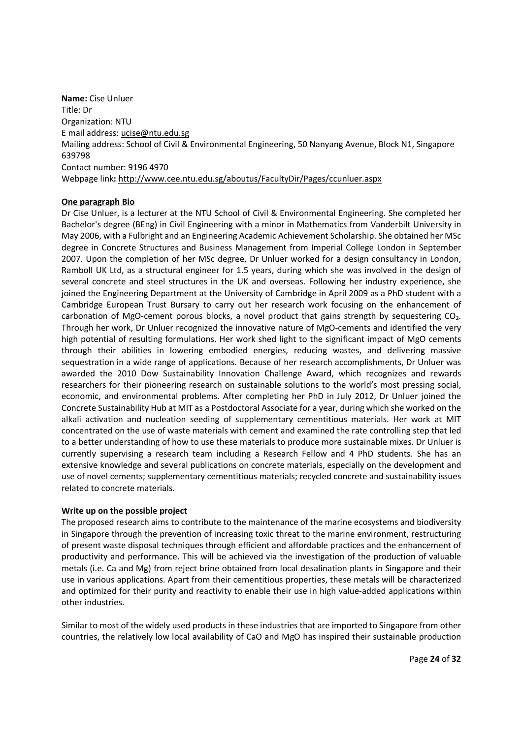**Name:** Cise Unluer
Title: Dr
Organization: NTU
E mail address: ucise@ntu.edu.sg
Mailing address: School of Civil & Environmental Engineering, 50 Nanyang Avenue, Block N1, Singapore 639798
Contact number: 9196 4970
Webpage link**:** http://www.cee.ntu.edu.sg/aboutus/FacultyDir/Pages/ccunluer.aspx

**One paragraph Bio**

Dr Cise Unluer, is a lecturer at the NTU School of Civil & Environmental Engineering. She completed her Bachelor's degree (BEng) in Civil Engineering with a minor in Mathematics from Vanderbilt University in May 2006, with a Fulbright and an Engineering Academic Achievement Scholarship. She obtained her MSc degree in Concrete Structures and Business Management from Imperial College London in September 2007. Upon the completion of her MSc degree, Dr Unluer worked for a design consultancy in London, Ramboll UK Ltd, as a structural engineer for 1.5 years, during which she was involved in the design of several concrete and steel structures in the UK and overseas. Following her industry experience, she joined the Engineering Department at the University of Cambridge in April 2009 as a PhD student with a Cambridge European Trust Bursary to carry out her research work focusing on the enhancement of carbonation of MgO-cement porous blocks, a novel product that gains strength by sequestering $CO_2$. Through her work, Dr Unluer recognized the innovative nature of MgO-cements and identified the very high potential of resulting formulations. Her work shed light to the significant impact of MgO cements through their abilities in lowering embodied energies, reducing wastes, and delivering massive sequestration in a wide range of applications. Because of her research accomplishments, Dr Unluer was awarded the 2010 Dow Sustainability Innovation Challenge Award, which recognizes and rewards researchers for their pioneering research on sustainable solutions to the world's most pressing social, economic, and environmental problems. After completing her PhD in July 2012, Dr Unluer joined the Concrete Sustainability Hub at MIT as a Postdoctoral Associate for a year, during which she worked on the alkali activation and nucleation seeding of supplementary cementitious materials. Her work at MIT concentrated on the use of waste materials with cement and examined the rate controlling step that led to a better understanding of how to use these materials to produce more sustainable mixes. Dr Unluer is currently supervising a research team including a Research Fellow and 4 PhD students. She has an extensive knowledge and several publications on concrete materials, especially on the development and use of novel cements; supplementary cementitious materials; recycled concrete and sustainability issues related to concrete materials.

**Write up on the possible project**

The proposed research aims to contribute to the maintenance of the marine ecosystems and biodiversity in Singapore through the prevention of increasing toxic threat to the marine environment, restructuring of present waste disposal techniques through efficient and affordable practices and the enhancement of productivity and performance. This will be achieved via the investigation of the production of valuable metals (i.e. Ca and Mg) from reject brine obtained from local desalination plants in Singapore and their use in various applications. Apart from their cementitious properties, these metals will be characterized and optimized for their purity and reactivity to enable their use in high value-added applications within other industries.

Similar to most of the widely used products in these industries that are imported to Singapore from other countries, the relatively low local availability of CaO and MgO has inspired their sustainable production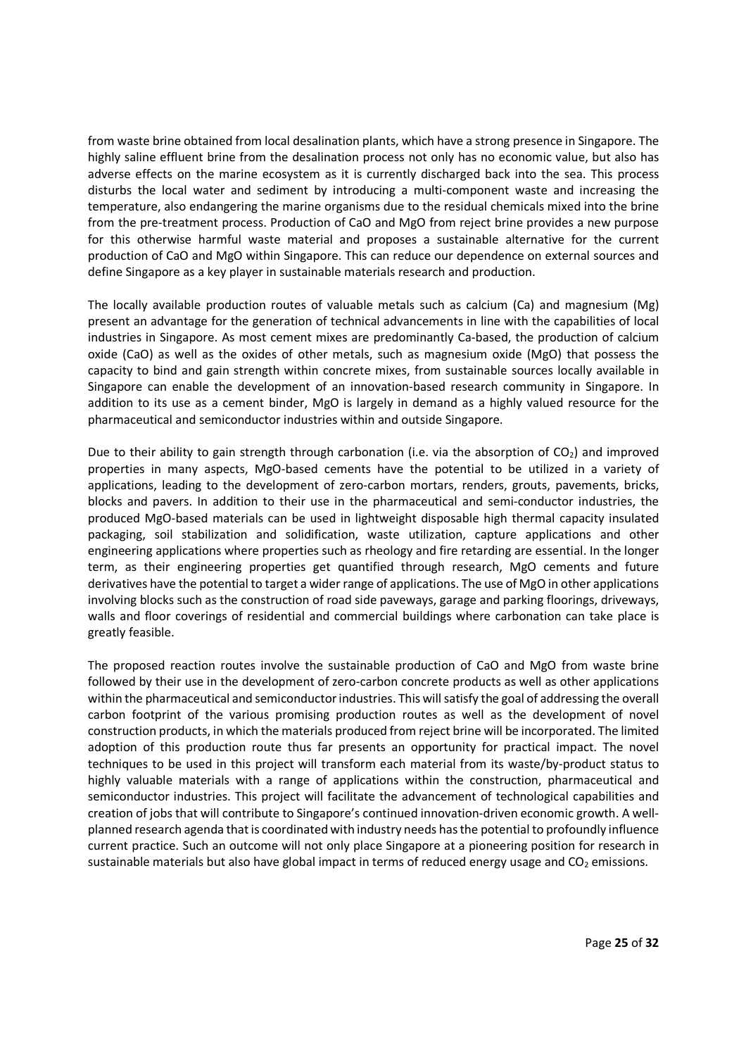from waste brine obtained from local desalination plants, which have a strong presence in Singapore. The highly saline effluent brine from the desalination process not only has no economic value, but also has adverse effects on the marine ecosystem as it is currently discharged back into the sea. This process disturbs the local water and sediment by introducing a multi-component waste and increasing the temperature, also endangering the marine organisms due to the residual chemicals mixed into the brine from the pre-treatment process. Production of CaO and MgO from reject brine provides a new purpose for this otherwise harmful waste material and proposes a sustainable alternative for the current production of CaO and MgO within Singapore. This can reduce our dependence on external sources and define Singapore as a key player in sustainable materials research and production.

The locally available production routes of valuable metals such as calcium (Ca) and magnesium (Mg) present an advantage for the generation of technical advancements in line with the capabilities of local industries in Singapore. As most cement mixes are predominantly Ca-based, the production of calcium oxide (CaO) as well as the oxides of other metals, such as magnesium oxide (MgO) that possess the capacity to bind and gain strength within concrete mixes, from sustainable sources locally available in Singapore can enable the development of an innovation-based research community in Singapore. In addition to its use as a cement binder, MgO is largely in demand as a highly valued resource for the pharmaceutical and semiconductor industries within and outside Singapore.

Due to their ability to gain strength through carbonation (i.e. via the absorption of $CO_2$) and improved properties in many aspects, MgO-based cements have the potential to be utilized in a variety of applications, leading to the development of zero-carbon mortars, renders, grouts, pavements, bricks, blocks and pavers. In addition to their use in the pharmaceutical and semi-conductor industries, the produced MgO-based materials can be used in lightweight disposable high thermal capacity insulated packaging, soil stabilization and solidification, waste utilization, capture applications and other engineering applications where properties such as rheology and fire retarding are essential. In the longer term, as their engineering properties get quantified through research, MgO cements and future derivatives have the potential to target a wider range of applications. The use of MgO in other applications involving blocks such as the construction of road side paveways, garage and parking floorings, driveways, walls and floor coverings of residential and commercial buildings where carbonation can take place is greatly feasible.

The proposed reaction routes involve the sustainable production of CaO and MgO from waste brine followed by their use in the development of zero-carbon concrete products as well as other applications within the pharmaceutical and semiconductor industries. This will satisfy the goal of addressing the overall carbon footprint of the various promising production routes as well as the development of novel construction products, in which the materials produced from reject brine will be incorporated. The limited adoption of this production route thus far presents an opportunity for practical impact. The novel techniques to be used in this project will transform each material from its waste/by-product status to highly valuable materials with a range of applications within the construction, pharmaceutical and semiconductor industries. This project will facilitate the advancement of technological capabilities and creation of jobs that will contribute to Singapore's continued innovation-driven economic growth. A well-planned research agenda that is coordinated with industry needs has the potential to profoundly influence current practice. Such an outcome will not only place Singapore at a pioneering position for research in sustainable materials but also have global impact in terms of reduced energy usage and $CO_2$ emissions.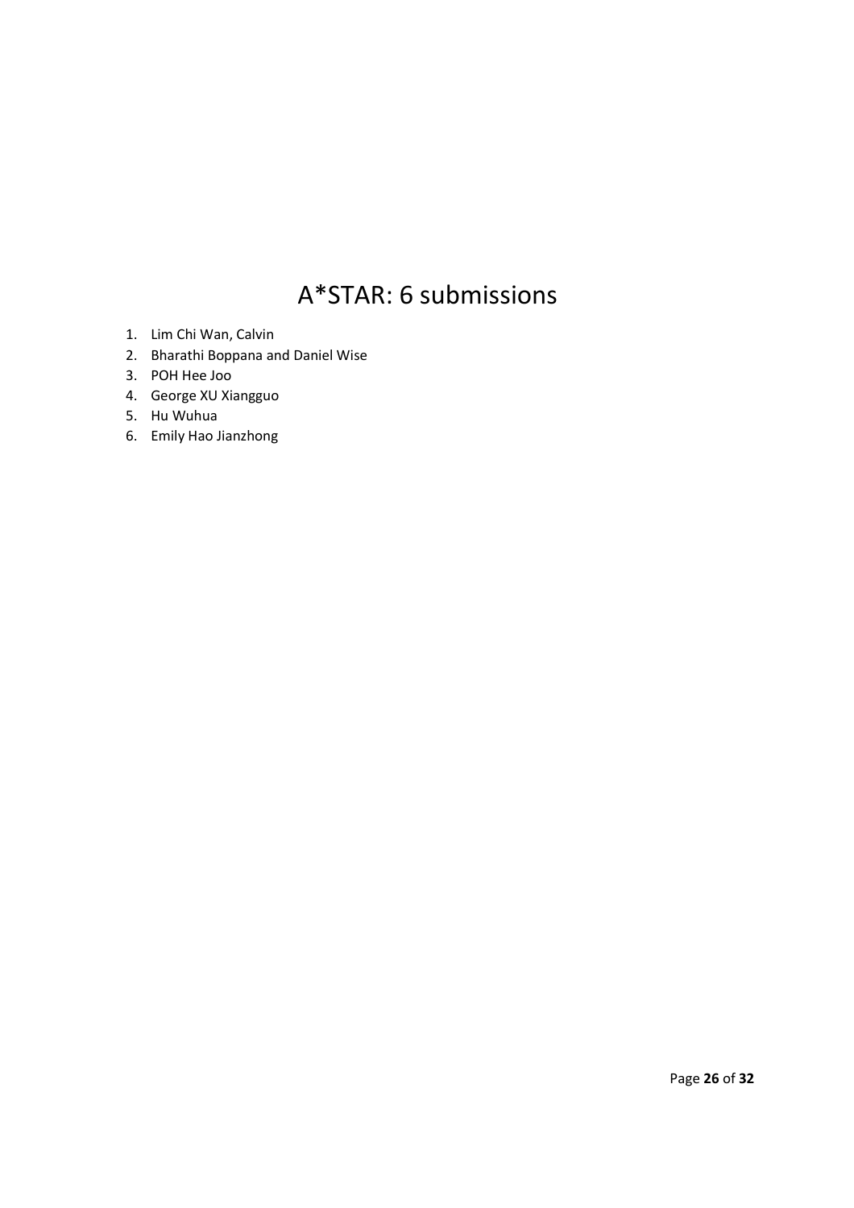# A*STAR: 6 submissions

1. Lim Chi Wan, Calvin
2. Bharathi Boppana and Daniel Wise
3. POH Hee Joo
4. George XU Xiangguo
5. Hu Wuhua
6. Emily Hao Jianzhong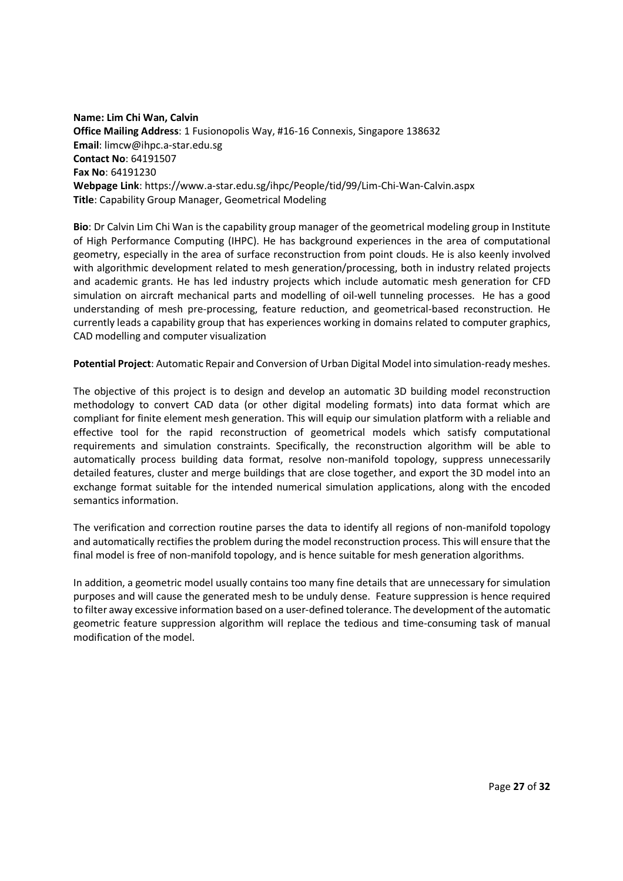**Name: Lim Chi Wan, Calvin**
**Office Mailing Address**: 1 Fusionopolis Way, #16-16 Connexis, Singapore 138632
**Email**: limcw@ihpc.a-star.edu.sg
**Contact No**: 64191507
**Fax No**: 64191230
**Webpage Link**: https://www.a-star.edu.sg/ihpc/People/tid/99/Lim-Chi-Wan-Calvin.aspx
**Title**: Capability Group Manager, Geometrical Modeling

**Bio**: Dr Calvin Lim Chi Wan is the capability group manager of the geometrical modeling group in Institute of High Performance Computing (IHPC). He has background experiences in the area of computational geometry, especially in the area of surface reconstruction from point clouds. He is also keenly involved with algorithmic development related to mesh generation/processing, both in industry related projects and academic grants. He has led industry projects which include automatic mesh generation for CFD simulation on aircraft mechanical parts and modelling of oil-well tunneling processes. He has a good understanding of mesh pre-processing, feature reduction, and geometrical-based reconstruction. He currently leads a capability group that has experiences working in domains related to computer graphics, CAD modelling and computer visualization

**Potential Project**: Automatic Repair and Conversion of Urban Digital Model into simulation-ready meshes.

The objective of this project is to design and develop an automatic 3D building model reconstruction methodology to convert CAD data (or other digital modeling formats) into data format which are compliant for finite element mesh generation. This will equip our simulation platform with a reliable and effective tool for the rapid reconstruction of geometrical models which satisfy computational requirements and simulation constraints. Specifically, the reconstruction algorithm will be able to automatically process building data format, resolve non-manifold topology, suppress unnecessarily detailed features, cluster and merge buildings that are close together, and export the 3D model into an exchange format suitable for the intended numerical simulation applications, along with the encoded semantics information.

The verification and correction routine parses the data to identify all regions of non-manifold topology and automatically rectifies the problem during the model reconstruction process. This will ensure that the final model is free of non-manifold topology, and is hence suitable for mesh generation algorithms.

In addition, a geometric model usually contains too many fine details that are unnecessary for simulation purposes and will cause the generated mesh to be unduly dense. Feature suppression is hence required to filter away excessive information based on a user-defined tolerance. The development of the automatic geometric feature suppression algorithm will replace the tedious and time-consuming task of manual modification of the model.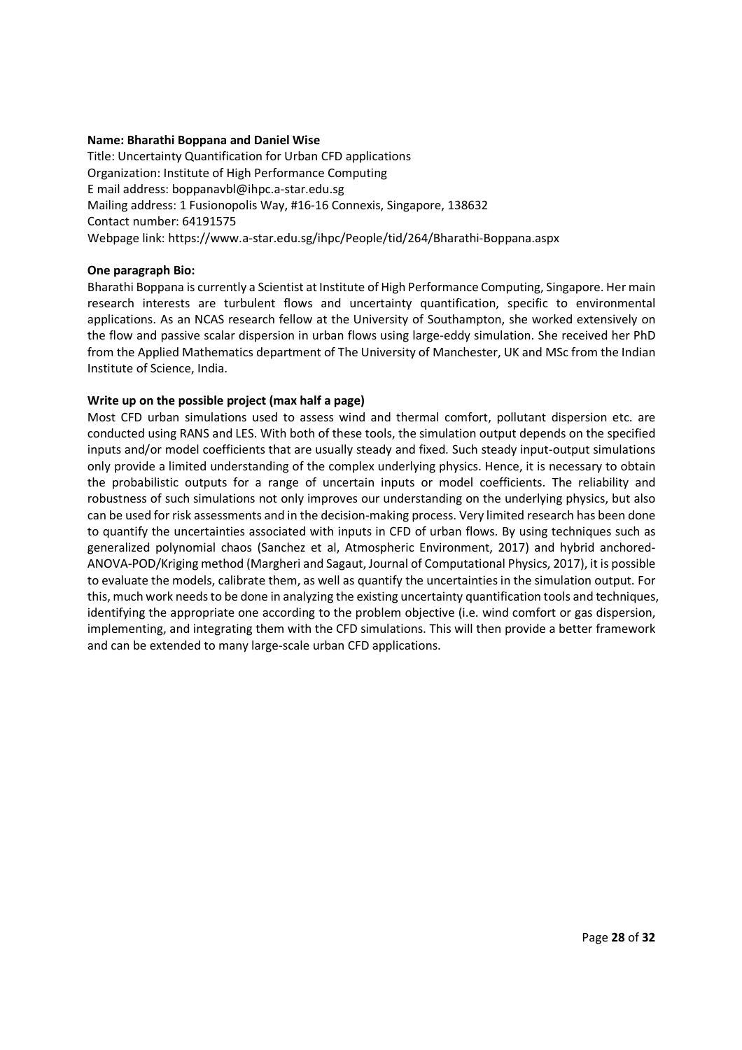**Name: Bharathi Boppana and Daniel Wise**

Title: Uncertainty Quantification for Urban CFD applications
Organization: Institute of High Performance Computing
E mail address: boppanavbl@ihpc.a-star.edu.sg
Mailing address: 1 Fusionopolis Way, #16-16 Connexis, Singapore, 138632
Contact number: 64191575
Webpage link: https://www.a-star.edu.sg/ihpc/People/tid/264/Bharathi-Boppana.aspx

**One paragraph Bio:**

Bharathi Boppana is currently a Scientist at Institute of High Performance Computing, Singapore. Her main research interests are turbulent flows and uncertainty quantification, specific to environmental applications. As an NCAS research fellow at the University of Southampton, she worked extensively on the flow and passive scalar dispersion in urban flows using large-eddy simulation. She received her PhD from the Applied Mathematics department of The University of Manchester, UK and MSc from the Indian Institute of Science, India.

**Write up on the possible project (max half a page)**

Most CFD urban simulations used to assess wind and thermal comfort, pollutant dispersion etc. are conducted using RANS and LES. With both of these tools, the simulation output depends on the specified inputs and/or model coefficients that are usually steady and fixed. Such steady input-output simulations only provide a limited understanding of the complex underlying physics. Hence, it is necessary to obtain the probabilistic outputs for a range of uncertain inputs or model coefficients. The reliability and robustness of such simulations not only improves our understanding on the underlying physics, but also can be used for risk assessments and in the decision-making process. Very limited research has been done to quantify the uncertainties associated with inputs in CFD of urban flows. By using techniques such as generalized polynomial chaos (Sanchez et al, Atmospheric Environment, 2017) and hybrid anchored-ANOVA-POD/Kriging method (Margheri and Sagaut, Journal of Computational Physics, 2017), it is possible to evaluate the models, calibrate them, as well as quantify the uncertainties in the simulation output. For this, much work needs to be done in analyzing the existing uncertainty quantification tools and techniques, identifying the appropriate one according to the problem objective (i.e. wind comfort or gas dispersion, implementing, and integrating them with the CFD simulations. This will then provide a better framework and can be extended to many large-scale urban CFD applications.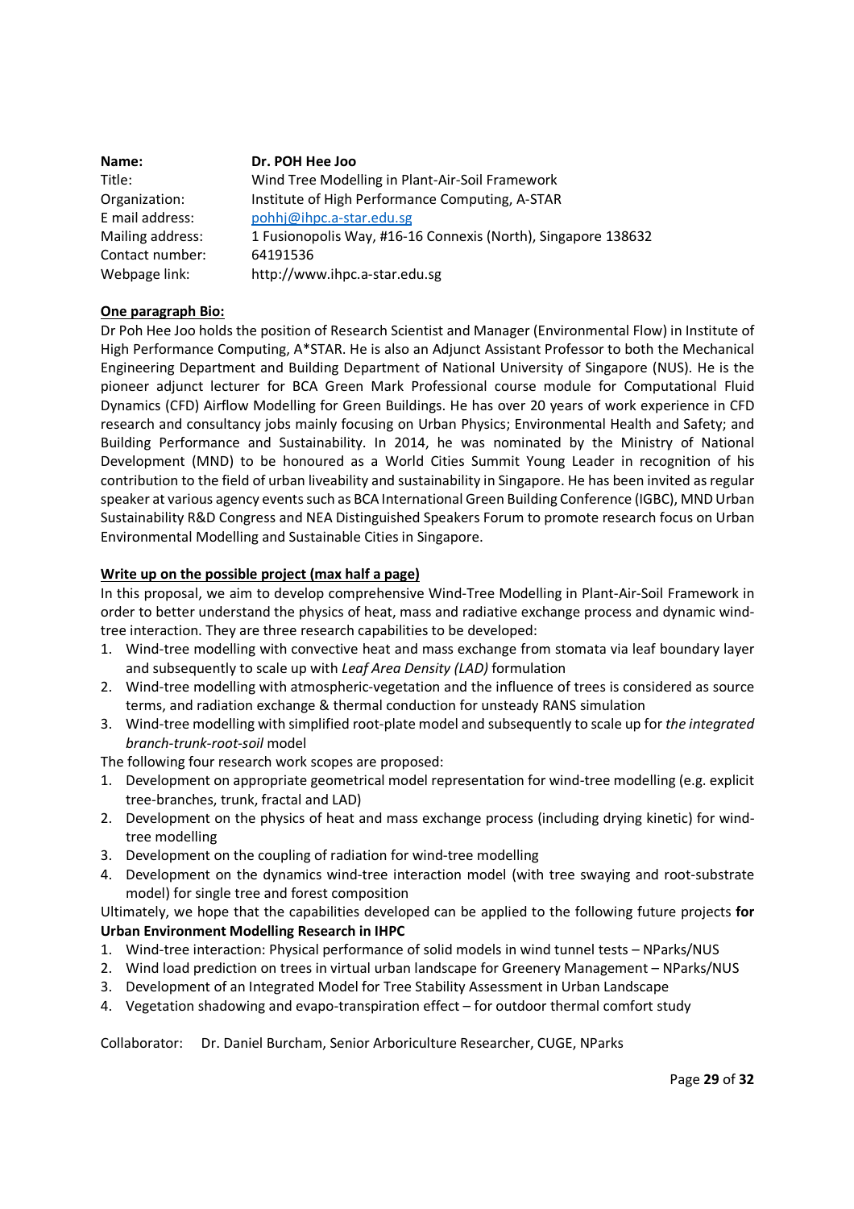| | |
|---|---|
| **Name:** | **Dr. POH Hee Joo** |
| Title: | Wind Tree Modelling in Plant-Air-Soil Framework |
| Organization: | Institute of High Performance Computing, A-STAR |
| E mail address: | pohhj@ihpc.a-star.edu.sg |
| Mailing address: | 1 Fusionopolis Way, #16-16 Connexis (North), Singapore 138632 |
| Contact number: | 64191536 |
| Webpage link: | http://www.ihpc.a-star.edu.sg |

**One paragraph Bio:**

Dr Poh Hee Joo holds the position of Research Scientist and Manager (Environmental Flow) in Institute of High Performance Computing, A*STAR. He is also an Adjunct Assistant Professor to both the Mechanical Engineering Department and Building Department of National University of Singapore (NUS). He is the pioneer adjunct lecturer for BCA Green Mark Professional course module for Computational Fluid Dynamics (CFD) Airflow Modelling for Green Buildings. He has over 20 years of work experience in CFD research and consultancy jobs mainly focusing on Urban Physics; Environmental Health and Safety; and Building Performance and Sustainability. In 2014, he was nominated by the Ministry of National Development (MND) to be honoured as a World Cities Summit Young Leader in recognition of his contribution to the field of urban liveability and sustainability in Singapore. He has been invited as regular speaker at various agency events such as BCA International Green Building Conference (IGBC), MND Urban Sustainability R&D Congress and NEA Distinguished Speakers Forum to promote research focus on Urban Environmental Modelling and Sustainable Cities in Singapore.

**Write up on the possible project (max half a page)**

In this proposal, we aim to develop comprehensive Wind-Tree Modelling in Plant-Air-Soil Framework in order to better understand the physics of heat, mass and radiative exchange process and dynamic wind-tree interaction. They are three research capabilities to be developed:

1. Wind-tree modelling with convective heat and mass exchange from stomata via leaf boundary layer and subsequently to scale up with *Leaf Area Density (LAD)* formulation
2. Wind-tree modelling with atmospheric-vegetation and the influence of trees is considered as source terms, and radiation exchange & thermal conduction for unsteady RANS simulation
3. Wind-tree modelling with simplified root-plate model and subsequently to scale up for *the integrated branch-trunk-root-soil* model

The following four research work scopes are proposed:

1. Development on appropriate geometrical model representation for wind-tree modelling (e.g. explicit tree-branches, trunk, fractal and LAD)
2. Development on the physics of heat and mass exchange process (including drying kinetic) for wind-tree modelling
3. Development on the coupling of radiation for wind-tree modelling
4. Development on the dynamics wind-tree interaction model (with tree swaying and root-substrate model) for single tree and forest composition

Ultimately, we hope that the capabilities developed can be applied to the following future projects **for Urban Environment Modelling Research in IHPC**

1. Wind-tree interaction: Physical performance of solid models in wind tunnel tests – NParks/NUS
2. Wind load prediction on trees in virtual urban landscape for Greenery Management – NParks/NUS
3. Development of an Integrated Model for Tree Stability Assessment in Urban Landscape
4. Vegetation shadowing and evapo-transpiration effect – for outdoor thermal comfort study

Collaborator: Dr. Daniel Burcham, Senior Arboriculture Researcher, CUGE, NParks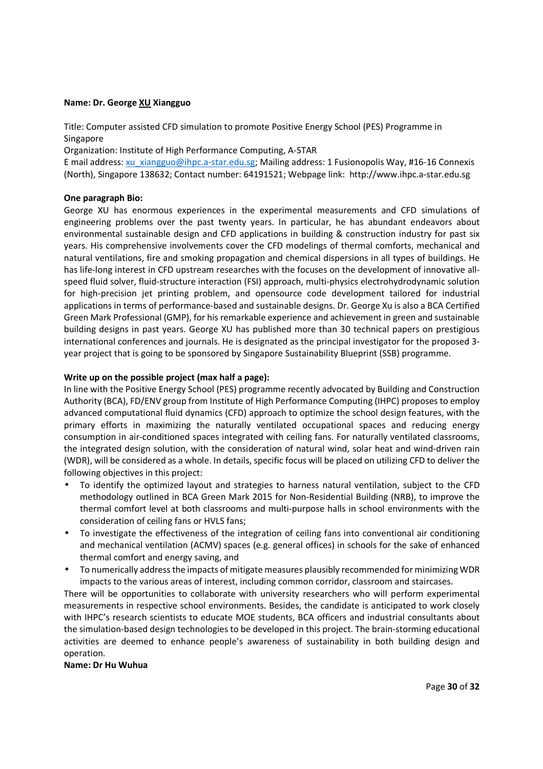**Name: Dr. George XU Xiangguo**

Title: Computer assisted CFD simulation to promote Positive Energy School (PES) Programme in Singapore

Organization: Institute of High Performance Computing, A-STAR

E mail address: xu_xiangguo@ihpc.a-star.edu.sg; Mailing address: 1 Fusionopolis Way, #16-16 Connexis (North), Singapore 138632; Contact number: 64191521; Webpage link: http://www.ihpc.a-star.edu.sg

**One paragraph Bio:**

George XU has enormous experiences in the experimental measurements and CFD simulations of engineering problems over the past twenty years. In particular, he has abundant endeavors about environmental sustainable design and CFD applications in building & construction industry for past six years. His comprehensive involvements cover the CFD modelings of thermal comforts, mechanical and natural ventilations, fire and smoking propagation and chemical dispersions in all types of buildings. He has life-long interest in CFD upstream researches with the focuses on the development of innovative all-speed fluid solver, fluid-structure interaction (FSI) approach, multi-physics electrohydrodynamic solution for high-precision jet printing problem, and opensource code development tailored for industrial applications in terms of performance-based and sustainable designs. Dr. George Xu is also a BCA Certified Green Mark Professional (GMP), for his remarkable experience and achievement in green and sustainable building designs in past years. George XU has published more than 30 technical papers on prestigious international conferences and journals. He is designated as the principal investigator for the proposed 3-year project that is going to be sponsored by Singapore Sustainability Blueprint (SSB) programme.

**Write up on the possible project (max half a page):**

In line with the Positive Energy School (PES) programme recently advocated by Building and Construction Authority (BCA), FD/ENV group from Institute of High Performance Computing (IHPC) proposes to employ advanced computational fluid dynamics (CFD) approach to optimize the school design features, with the primary efforts in maximizing the naturally ventilated occupational spaces and reducing energy consumption in air-conditioned spaces integrated with ceiling fans. For naturally ventilated classrooms, the integrated design solution, with the consideration of natural wind, solar heat and wind-driven rain (WDR), will be considered as a whole. In details, specific focus will be placed on utilizing CFD to deliver the following objectives in this project:

- To identify the optimized layout and strategies to harness natural ventilation, subject to the CFD methodology outlined in BCA Green Mark 2015 for Non-Residential Building (NRB), to improve the thermal comfort level at both classrooms and multi-purpose halls in school environments with the consideration of ceiling fans or HVLS fans;
- To investigate the effectiveness of the integration of ceiling fans into conventional air conditioning and mechanical ventilation (ACMV) spaces (e.g. general offices) in schools for the sake of enhanced thermal comfort and energy saving, and
- To numerically address the impacts of mitigate measures plausibly recommended for minimizing WDR impacts to the various areas of interest, including common corridor, classroom and staircases.

There will be opportunities to collaborate with university researchers who will perform experimental measurements in respective school environments. Besides, the candidate is anticipated to work closely with IHPC's research scientists to educate MOE students, BCA officers and industrial consultants about the simulation-based design technologies to be developed in this project. The brain-storming educational activities are deemed to enhance people's awareness of sustainability in both building design and operation.

**Name: Dr Hu Wuhua**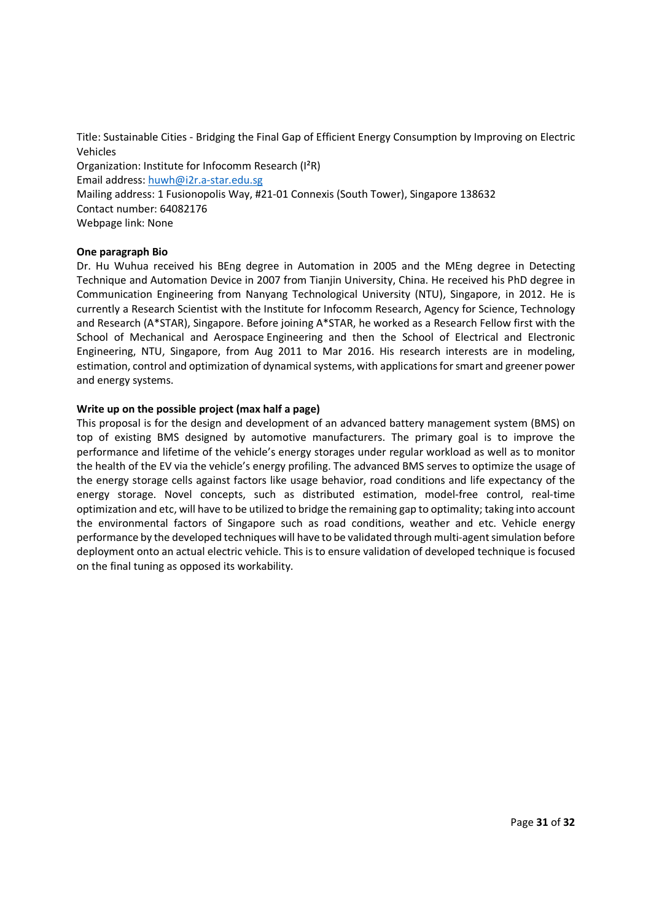Title: Sustainable Cities - Bridging the Final Gap of Efficient Energy Consumption by Improving on Electric Vehicles
Organization: Institute for Infocomm Research ($I^2R$)
Email address: huwh@i2r.a-star.edu.sg
Mailing address: 1 Fusionopolis Way, #21-01 Connexis (South Tower), Singapore 138632
Contact number: 64082176
Webpage link: None

**One paragraph Bio**

Dr. Hu Wuhua received his BEng degree in Automation in 2005 and the MEng degree in Detecting Technique and Automation Device in 2007 from Tianjin University, China. He received his PhD degree in Communication Engineering from Nanyang Technological University (NTU), Singapore, in 2012. He is currently a Research Scientist with the Institute for Infocomm Research, Agency for Science, Technology and Research (A*STAR), Singapore. Before joining A*STAR, he worked as a Research Fellow first with the School of Mechanical and Aerospace Engineering and then the School of Electrical and Electronic Engineering, NTU, Singapore, from Aug 2011 to Mar 2016. His research interests are in modeling, estimation, control and optimization of dynamical systems, with applications for smart and greener power and energy systems.

**Write up on the possible project (max half a page)**

This proposal is for the design and development of an advanced battery management system (BMS) on top of existing BMS designed by automotive manufacturers. The primary goal is to improve the performance and lifetime of the vehicle's energy storages under regular workload as well as to monitor the health of the EV via the vehicle's energy profiling. The advanced BMS serves to optimize the usage of the energy storage cells against factors like usage behavior, road conditions and life expectancy of the energy storage. Novel concepts, such as distributed estimation, model-free control, real-time optimization and etc, will have to be utilized to bridge the remaining gap to optimality; taking into account the environmental factors of Singapore such as road conditions, weather and etc. Vehicle energy performance by the developed techniques will have to be validated through multi-agent simulation before deployment onto an actual electric vehicle. This is to ensure validation of developed technique is focused on the final tuning as opposed its workability.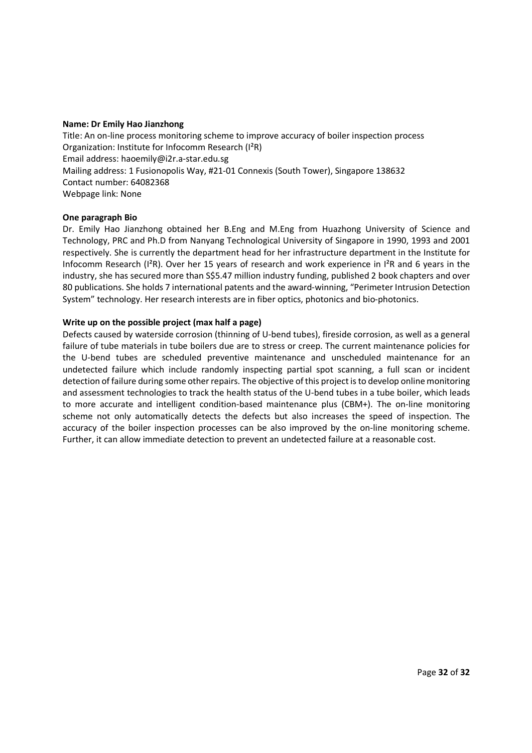**Name: Dr Emily Hao Jianzhong**

Title: An on-line process monitoring scheme to improve accuracy of boiler inspection process
Organization: Institute for Infocomm Research (I²R)
Email address: haoemily@i2r.a-star.edu.sg
Mailing address: 1 Fusionopolis Way, #21-01 Connexis (South Tower), Singapore 138632
Contact number: 64082368
Webpage link: None

**One paragraph Bio**

Dr. Emily Hao Jianzhong obtained her B.Eng and M.Eng from Huazhong University of Science and Technology, PRC and Ph.D from Nanyang Technological University of Singapore in 1990, 1993 and 2001 respectively. She is currently the department head for her infrastructure department in the Institute for Infocomm Research (I²R). Over her 15 years of research and work experience in I²R and 6 years in the industry, she has secured more than S$5.47 million industry funding, published 2 book chapters and over 80 publications. She holds 7 international patents and the award-winning, "Perimeter Intrusion Detection System" technology. Her research interests are in fiber optics, photonics and bio-photonics.

**Write up on the possible project (max half a page)**

Defects caused by waterside corrosion (thinning of U-bend tubes), fireside corrosion, as well as a general failure of tube materials in tube boilers due are to stress or creep. The current maintenance policies for the U-bend tubes are scheduled preventive maintenance and unscheduled maintenance for an undetected failure which include randomly inspecting partial spot scanning, a full scan or incident detection of failure during some other repairs. The objective of this project is to develop online monitoring and assessment technologies to track the health status of the U-bend tubes in a tube boiler, which leads to more accurate and intelligent condition-based maintenance plus (CBM+). The on-line monitoring scheme not only automatically detects the defects but also increases the speed of inspection. The accuracy of the boiler inspection processes can be also improved by the on-line monitoring scheme. Further, it can allow immediate detection to prevent an undetected failure at a reasonable cost.